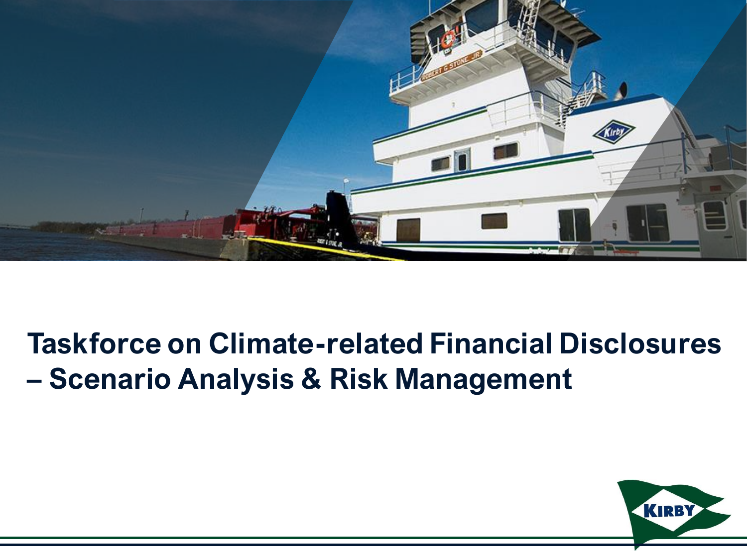# Taskforce on Climate-related Financial Disclosures – Scenario Analysis & Risk Management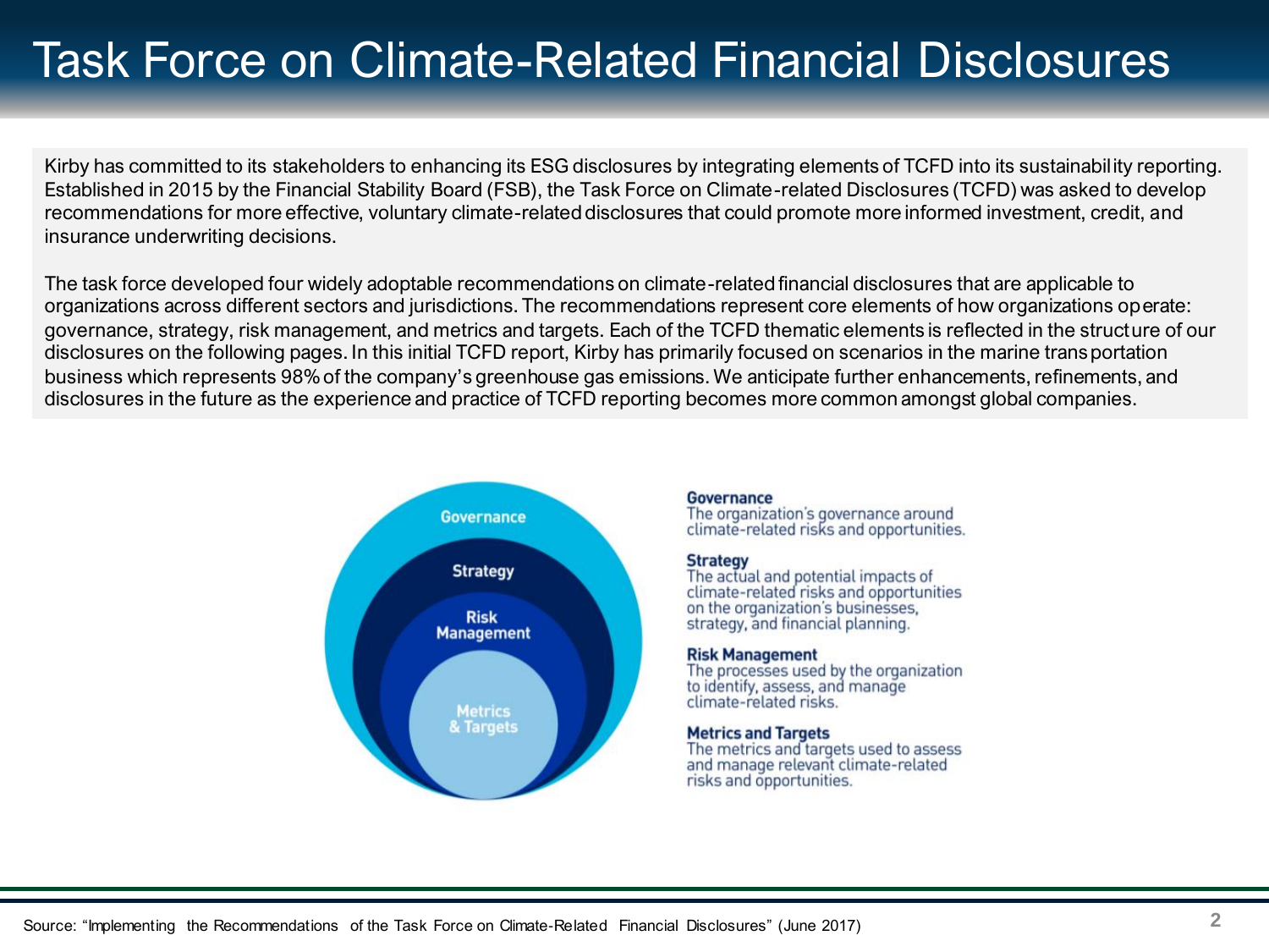# Task Force on Climate-Related Financial Disclosures

Kirby has committed to its stakeholders to enhancing its ESG disclosures by integrating elements of TCFD into its sustainability reporting. Established in 2015 by the Financial Stability Board (FSB), the Task Force on Climate-related Disclosures (TCFD) was asked to develop recommendations for more effective, voluntary climate-related disclosures that could promote more informed investment, credit, and insurance underwriting decisions.

The task force developed four widely adoptable recommendations on climate-related financial disclosures that are applicable to organizations across different sectors and jurisdictions. The recommendations represent core elements of how organizations operate: governance, strategy, risk management, and metrics and targets. Each of the TCFD thematic elements is reflected in the structure of our disclosures on the following pages. In this initial TCFD report, Kirby has primarily focused on scenarios in the marine transportation business which represents 98% of the company's greenhouse gas emissions. We anticipate further enhancements, refinements, and disclosures in the future as the experience and practice of TCFD reporting becomes more common amongst global companies.

Governance

Strategy

Risk Management

Metrics & Targets

**Governance**
The organization's governance around climate-related risks and opportunities.

**Strategy**
The actual and potential impacts of climate-related risks and opportunities on the organization's businesses, strategy, and financial planning.

**Risk Management**
The processes used by the organization to identify, assess, and manage climate-related risks.

**Metrics and Targets**
The metrics and targets used to assess and manage relevant climate-related risks and opportunities.

Source: "Implementing the Recommendations of the Task Force on Climate-Related Financial Disclosures" (June 2017)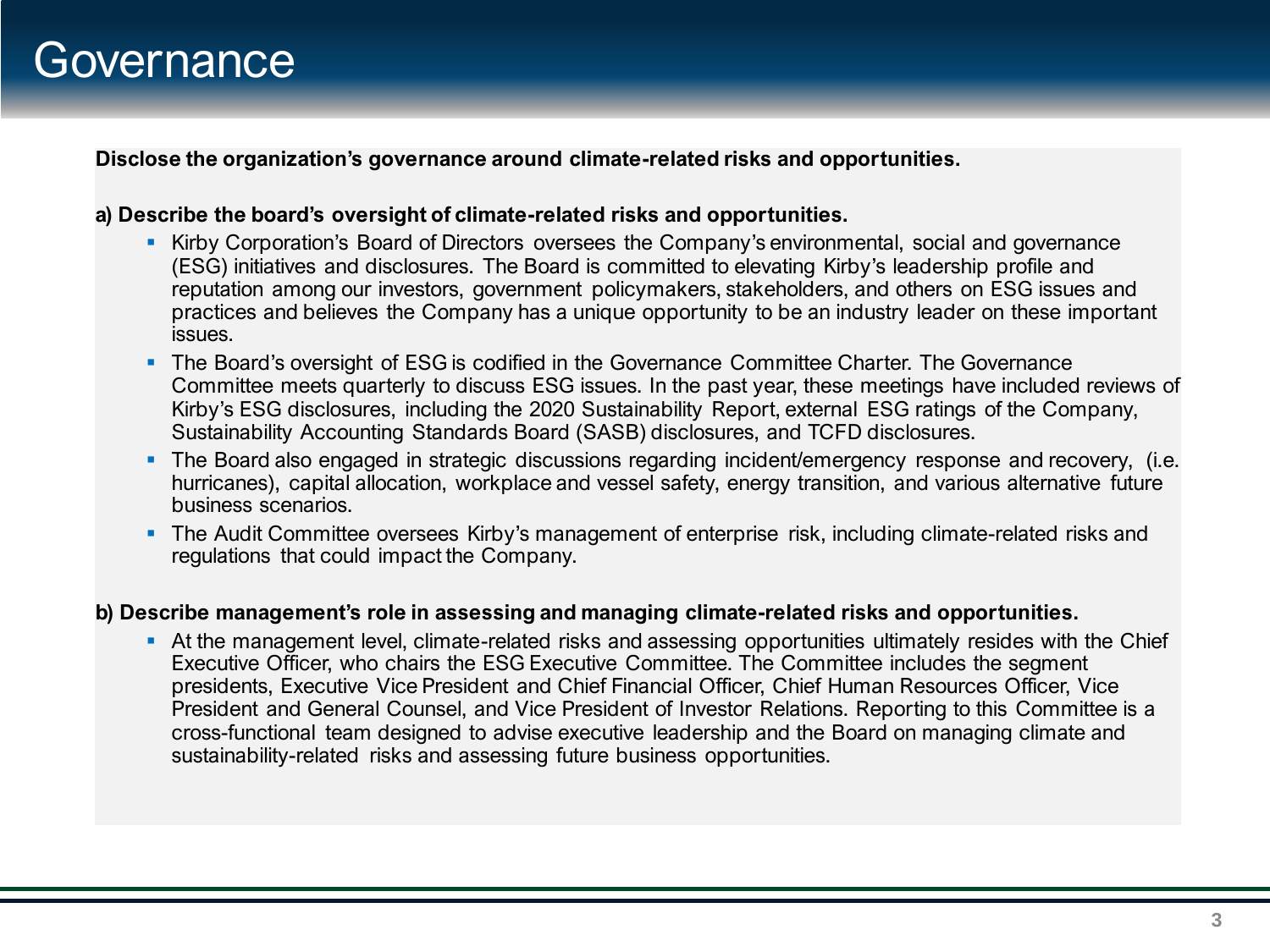# Governance

**Disclose the organization's governance around climate-related risks and opportunities.**

**a) Describe the board's oversight of climate-related risks and opportunities.**

- Kirby Corporation's Board of Directors oversees the Company's environmental, social and governance (ESG) initiatives and disclosures. The Board is committed to elevating Kirby's leadership profile and reputation among our investors, government policymakers, stakeholders, and others on ESG issues and practices and believes the Company has a unique opportunity to be an industry leader on these important issues.
- The Board's oversight of ESG is codified in the Governance Committee Charter. The Governance Committee meets quarterly to discuss ESG issues. In the past year, these meetings have included reviews of Kirby's ESG disclosures, including the 2020 Sustainability Report, external ESG ratings of the Company, Sustainability Accounting Standards Board (SASB) disclosures, and TCFD disclosures.
- The Board also engaged in strategic discussions regarding incident/emergency response and recovery, (i.e. hurricanes), capital allocation, workplace and vessel safety, energy transition, and various alternative future business scenarios.
- The Audit Committee oversees Kirby's management of enterprise risk, including climate-related risks and regulations that could impact the Company.

**b) Describe management's role in assessing and managing climate-related risks and opportunities.**

- At the management level, climate-related risks and assessing opportunities ultimately resides with the Chief Executive Officer, who chairs the ESG Executive Committee. The Committee includes the segment presidents, Executive Vice President and Chief Financial Officer, Chief Human Resources Officer, Vice President and General Counsel, and Vice President of Investor Relations. Reporting to this Committee is a cross-functional team designed to advise executive leadership and the Board on managing climate and sustainability-related risks and assessing future business opportunities.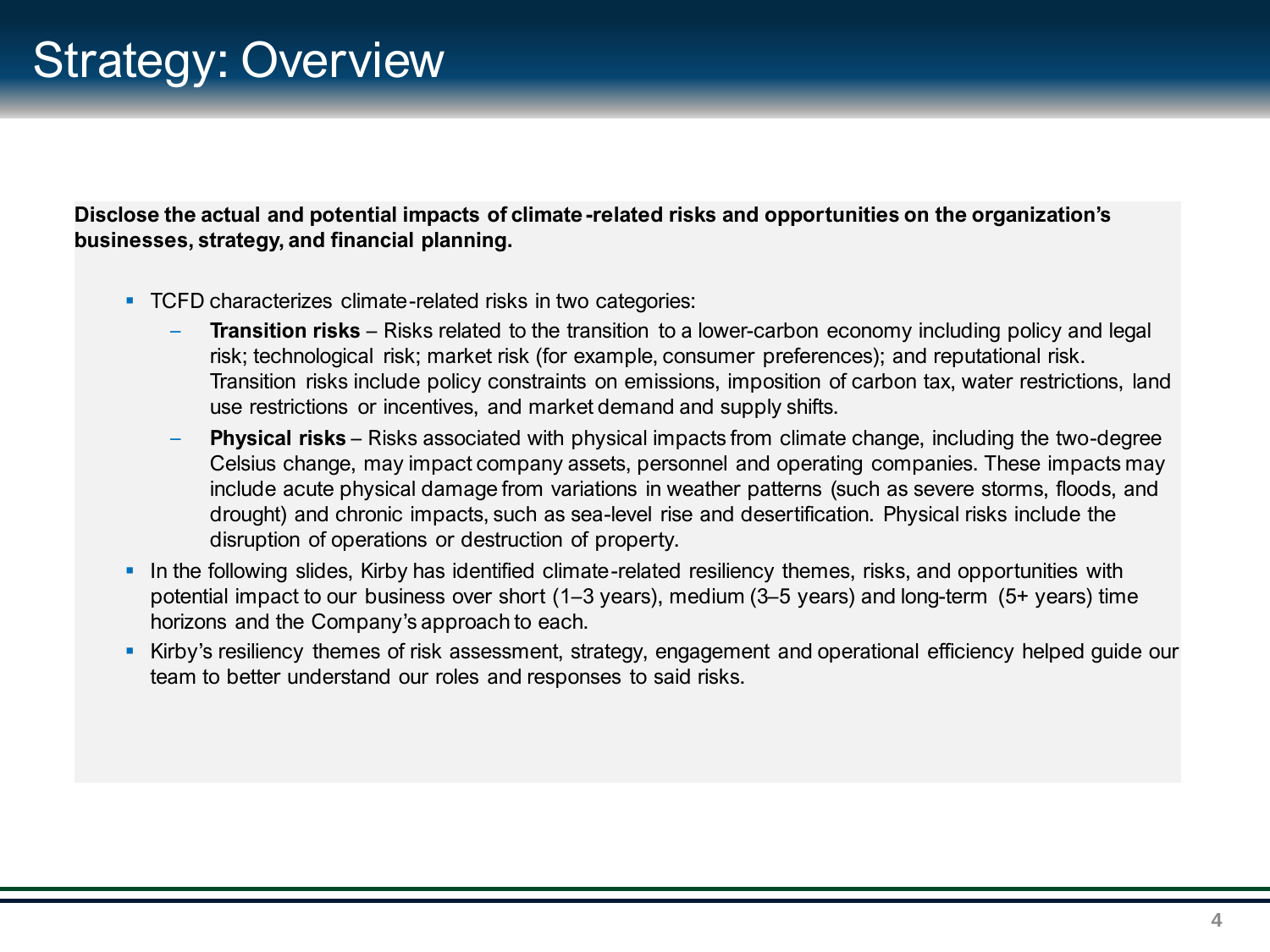# Strategy: Overview

**Disclose the actual and potential impacts of climate-related risks and opportunities on the organization's businesses, strategy, and financial planning.**

- TCFD characterizes climate-related risks in two categories:
  - **Transition risks** – Risks related to the transition to a lower-carbon economy including policy and legal risk; technological risk; market risk (for example, consumer preferences); and reputational risk. Transition risks include policy constraints on emissions, imposition of carbon tax, water restrictions, land use restrictions or incentives, and market demand and supply shifts.
  - **Physical risks** – Risks associated with physical impacts from climate change, including the two-degree Celsius change, may impact company assets, personnel and operating companies. These impacts may include acute physical damage from variations in weather patterns (such as severe storms, floods, and drought) and chronic impacts, such as sea-level rise and desertification. Physical risks include the disruption of operations or destruction of property.
- In the following slides, Kirby has identified climate-related resiliency themes, risks, and opportunities with potential impact to our business over short (1–3 years), medium (3–5 years) and long-term (5+ years) time horizons and the Company's approach to each.
- Kirby's resiliency themes of risk assessment, strategy, engagement and operational efficiency helped guide our team to better understand our roles and responses to said risks.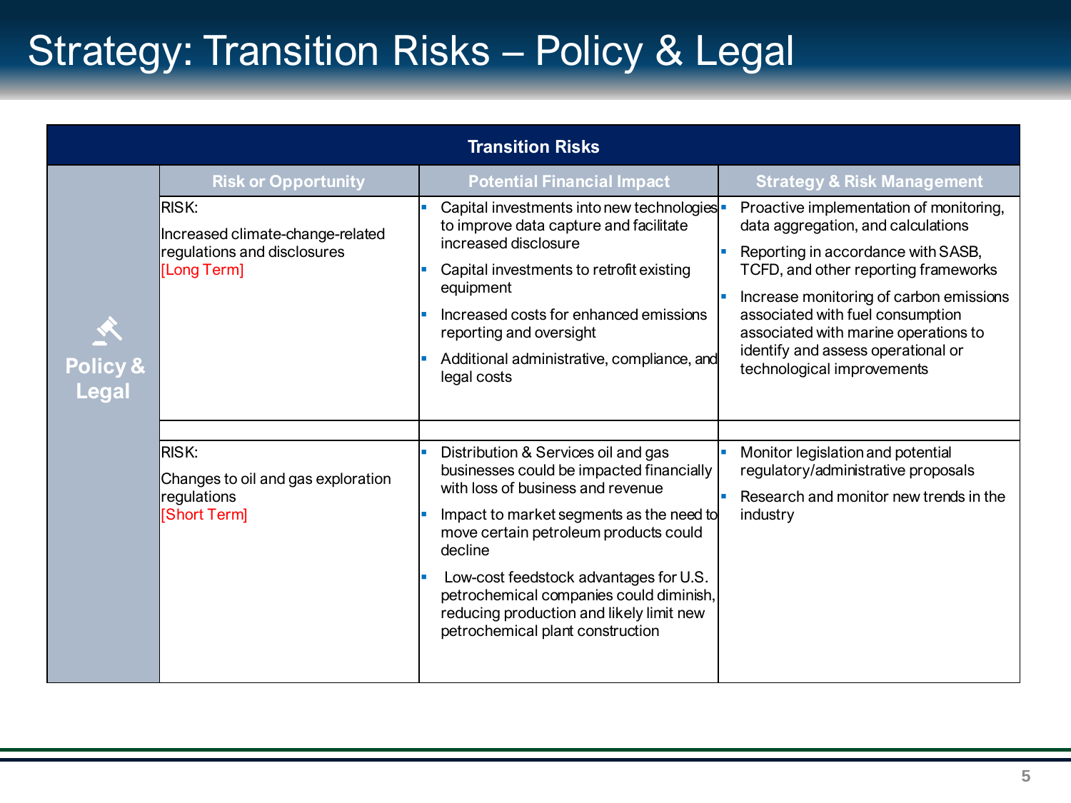# Strategy: Transition Risks – Policy & Legal

| Transition Risks | | | |
|---|---|---|---|
| | **Risk or Opportunity** | **Potential Financial Impact** | **Strategy & Risk Management** |
| **Policy & Legal** | RISK:<br>Increased climate-change-related regulations and disclosures<br>[Long Term] | ▪ Capital investments into new technologies to improve data capture and facilitate increased disclosure<br>▪ Capital investments to retrofit existing equipment<br>▪ Increased costs for enhanced emissions reporting and oversight<br>▪ Additional administrative, compliance, and legal costs | ▪ Proactive implementation of monitoring, data aggregation, and calculations<br>▪ Reporting in accordance with SASB, TCFD, and other reporting frameworks<br>▪ Increase monitoring of carbon emissions associated with fuel consumption associated with marine operations to identify and assess operational or technological improvements |
| | RISK:<br>Changes to oil and gas exploration regulations<br>[Short Term] | ▪ Distribution & Services oil and gas businesses could be impacted financially with loss of business and revenue<br>▪ Impact to market segments as the need to move certain petroleum products could decline<br>▪ Low-cost feedstock advantages for U.S. petrochemical companies could diminish, reducing production and likely limit new petrochemical plant construction | ▪ Monitor legislation and potential regulatory/administrative proposals<br>▪ Research and monitor new trends in the industry |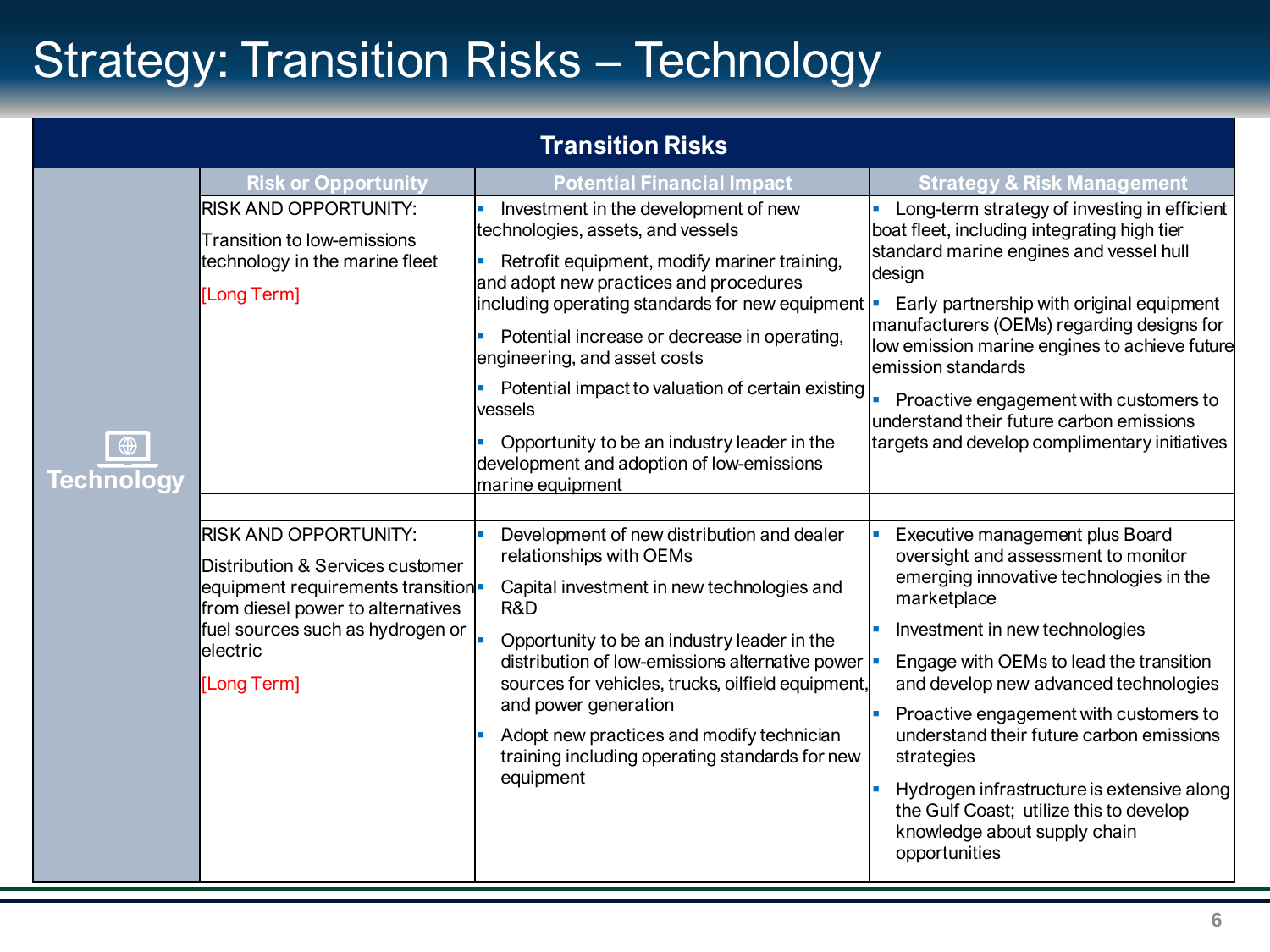# Strategy: Transition Risks – Technology

| Transition Risks | | | |
|---|---|---|---|
| | **Risk or Opportunity** | **Potential Financial Impact** | **Strategy & Risk Management** |
| **Technology** | RISK AND OPPORTUNITY:<br><br>Transition to low-emissions technology in the marine fleet<br><br>[Long Term] | ▪ Investment in the development of new technologies, assets, and vessels<br>▪ Retrofit equipment, modify mariner training, and adopt new practices and procedures including operating standards for new equipment<br>▪ Potential increase or decrease in operating, engineering, and asset costs<br>▪ Potential impact to valuation of certain existing vessels<br>▪ Opportunity to be an industry leader in the development and adoption of low-emissions marine equipment | ▪ Long-term strategy of investing in efficient boat fleet, including integrating high tier standard marine engines and vessel hull design<br>▪ Early partnership with original equipment manufacturers (OEMs) regarding designs for low emission marine engines to achieve future emission standards<br>▪ Proactive engagement with customers to understand their future carbon emissions targets and develop complimentary initiatives |
| | RISK AND OPPORTUNITY:<br><br>Distribution & Services customer equipment requirements transition from diesel power to alternatives fuel sources such as hydrogen or electric<br><br>[Long Term] | ▪ Development of new distribution and dealer relationships with OEMs<br>▪ Capital investment in new technologies and R&D<br>▪ Opportunity to be an industry leader in the distribution of low-emissions alternative power sources for vehicles, trucks, oilfield equipment, and power generation<br>▪ Adopt new practices and modify technician training including operating standards for new equipment | ▪ Executive management plus Board oversight and assessment to monitor emerging innovative technologies in the marketplace<br>▪ Investment in new technologies<br>▪ Engage with OEMs to lead the transition and develop new advanced technologies<br>▪ Proactive engagement with customers to understand their future carbon emissions strategies<br>▪ Hydrogen infrastructure is extensive along the Gulf Coast; utilize this to develop knowledge about supply chain opportunities |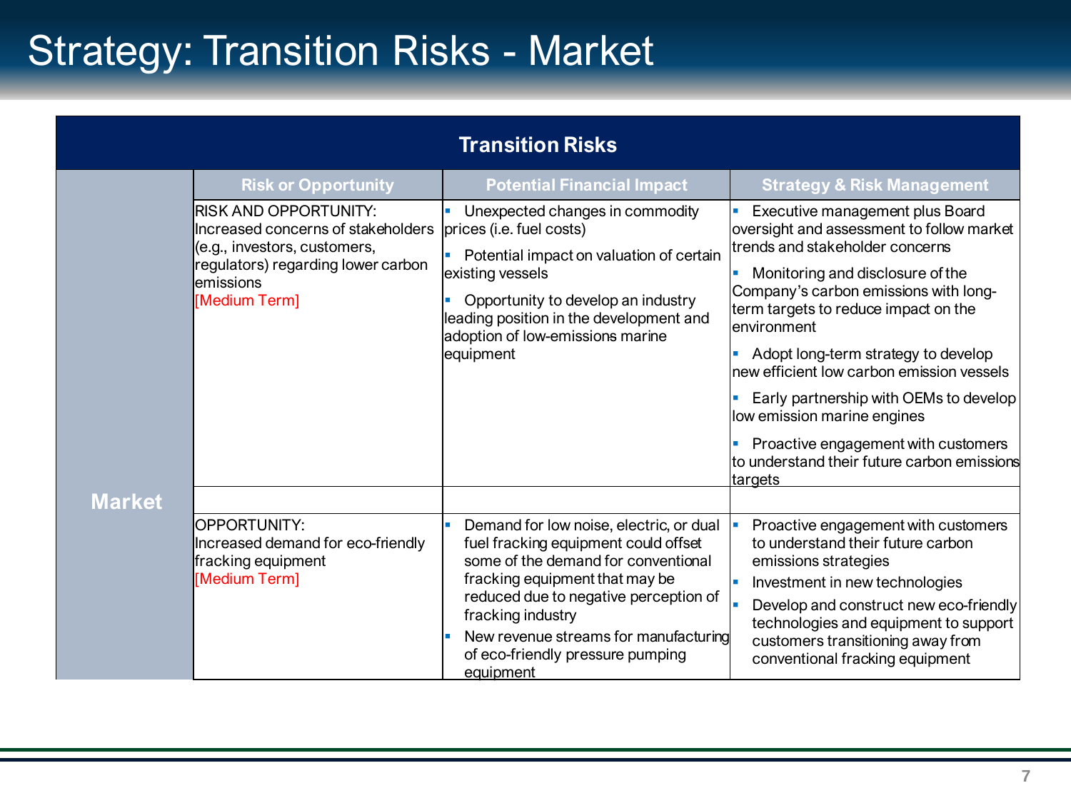# Strategy: Transition Risks - Market

| Transition Risks | | | |
|---|---|---|---|
| | Risk or Opportunity | Potential Financial Impact | Strategy & Risk Management |
| Market | RISK AND OPPORTUNITY: Increased concerns of stakeholders (e.g., investors, customers, regulators) regarding lower carbon emissions [Medium Term] | • Unexpected changes in commodity prices (i.e. fuel costs)<br>• Potential impact on valuation of certain existing vessels<br>• Opportunity to develop an industry leading position in the development and adoption of low-emissions marine equipment | • Executive management plus Board oversight and assessment to follow market trends and stakeholder concerns<br>• Monitoring and disclosure of the Company's carbon emissions with long-term targets to reduce impact on the environment<br>• Adopt long-term strategy to develop new efficient low carbon emission vessels<br>• Early partnership with OEMs to develop low emission marine engines<br>• Proactive engagement with customers to understand their future carbon emissions targets |
| | | | |
| | OPPORTUNITY: Increased demand for eco-friendly fracking equipment [Medium Term] | • Demand for low noise, electric, or dual fuel fracking equipment could offset some of the demand for conventional fracking equipment that may be reduced due to negative perception of fracking industry<br>• New revenue streams for manufacturing of eco-friendly pressure pumping equipment | • Proactive engagement with customers to understand their future carbon emissions strategies<br>• Investment in new technologies<br>• Develop and construct new eco-friendly technologies and equipment to support customers transitioning away from conventional fracking equipment |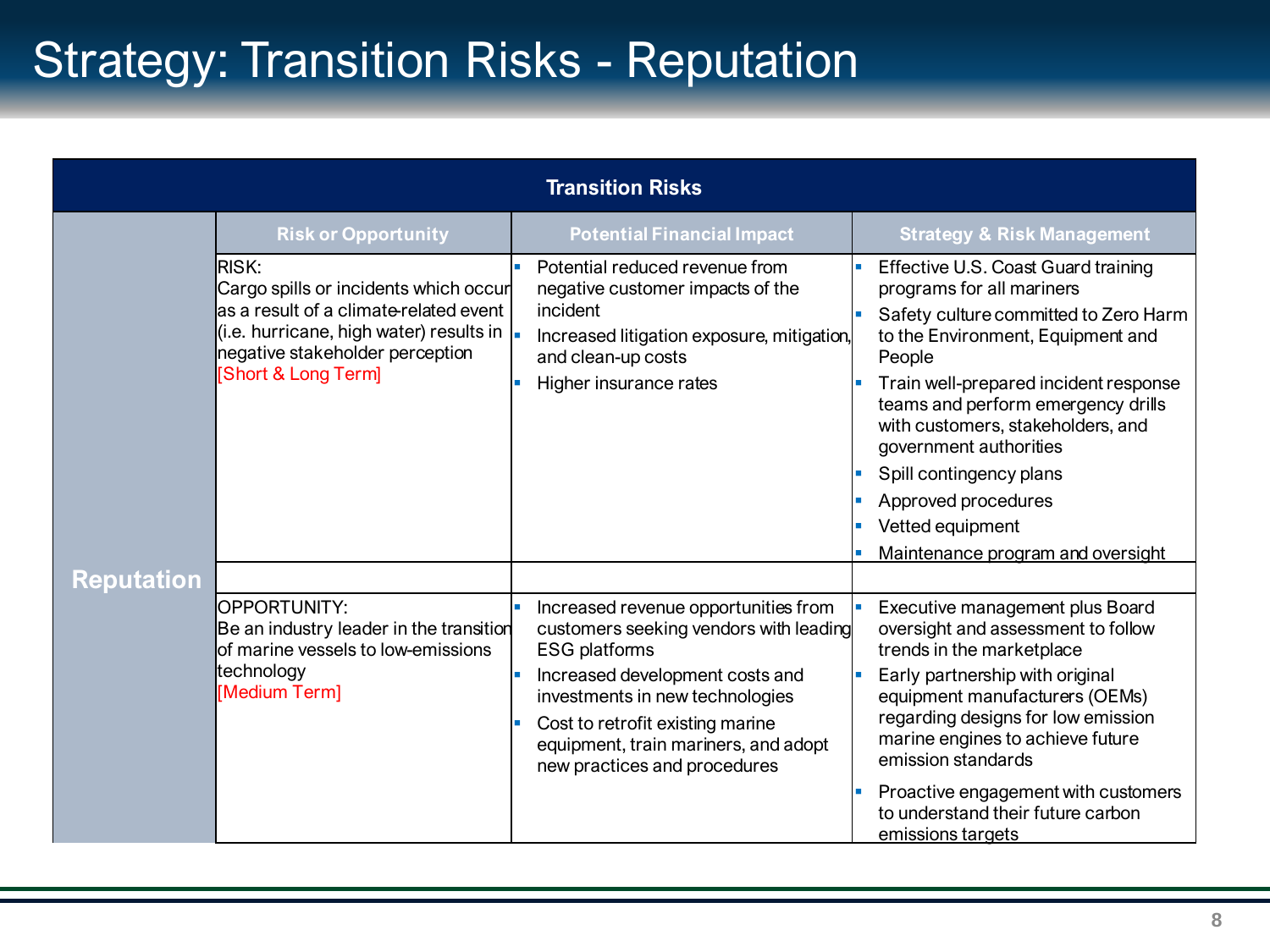# Strategy: Transition Risks - Reputation

| Transition Risks | | | |
|---|---|---|---|
| | **Risk or Opportunity** | **Potential Financial Impact** | **Strategy & Risk Management** |
| **Reputation** | RISK: Cargo spills or incidents which occur as a result of a climate-related event (i.e. hurricane, high water) results in negative stakeholder perception [Short & Long Term] | • Potential reduced revenue from negative customer impacts of the incident<br>• Increased litigation exposure, mitigation, and clean-up costs<br>• Higher insurance rates | • Effective U.S. Coast Guard training programs for all mariners<br>• Safety culture committed to Zero Harm to the Environment, Equipment and People<br>• Train well-prepared incident response teams and perform emergency drills with customers, stakeholders, and government authorities<br>• Spill contingency plans<br>• Approved procedures<br>• Vetted equipment<br>• Maintenance program and oversight |
| | OPPORTUNITY: Be an industry leader in the transition of marine vessels to low-emissions technology [Medium Term] | • Increased revenue opportunities from customers seeking vendors with leading ESG platforms<br>• Increased development costs and investments in new technologies<br>• Cost to retrofit existing marine equipment, train mariners, and adopt new practices and procedures | • Executive management plus Board oversight and assessment to follow trends in the marketplace<br>• Early partnership with original equipment manufacturers (OEMs) regarding designs for low emission marine engines to achieve future emission standards<br>• Proactive engagement with customers to understand their future carbon emissions targets |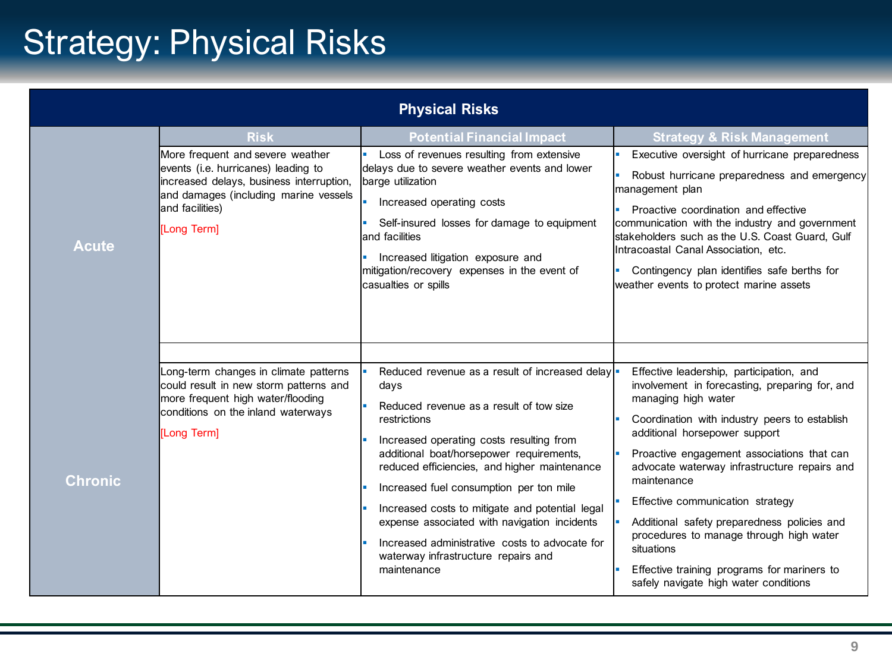# Strategy: Physical Risks

| Physical Risks | | | |
|---|---|---|---|
| | **Risk** | **Potential Financial Impact** | **Strategy & Risk Management** |
| **Acute** | More frequent and severe weather events (i.e. hurricanes) leading to increased delays, business interruption, and damages (including marine vessels and facilities)<br><br>[Long Term] | ▪ Loss of revenues resulting from extensive delays due to severe weather events and lower barge utilization<br>▪ Increased operating costs<br>▪ Self-insured losses for damage to equipment and facilities<br>▪ Increased litigation exposure and mitigation/recovery expenses in the event of casualties or spills | ▪ Executive oversight of hurricane preparedness<br>▪ Robust hurricane preparedness and emergency management plan<br>▪ Proactive coordination and effective communication with the industry and government stakeholders such as the U.S. Coast Guard, Gulf Intracoastal Canal Association, etc.<br>▪ Contingency plan identifies safe berths for weather events to protect marine assets |
| **Chronic** | Long-term changes in climate patterns could result in new storm patterns and more frequent high water/flooding conditions on the inland waterways<br><br>[Long Term] | ▪ Reduced revenue as a result of increased delay days<br>▪ Reduced revenue as a result of tow size restrictions<br>▪ Increased operating costs resulting from additional boat/horsepower requirements, reduced efficiencies, and higher maintenance<br>▪ Increased fuel consumption per ton mile<br>▪ Increased costs to mitigate and potential legal expense associated with navigation incidents<br>▪ Increased administrative costs to advocate for waterway infrastructure repairs and maintenance | ▪ Effective leadership, participation, and involvement in forecasting, preparing for, and managing high water<br>▪ Coordination with industry peers to establish additional horsepower support<br>▪ Proactive engagement associations that can advocate waterway infrastructure repairs and maintenance<br>▪ Effective communication strategy<br>▪ Additional safety preparedness policies and procedures to manage through high water situations<br>▪ Effective training programs for mariners to safely navigate high water conditions |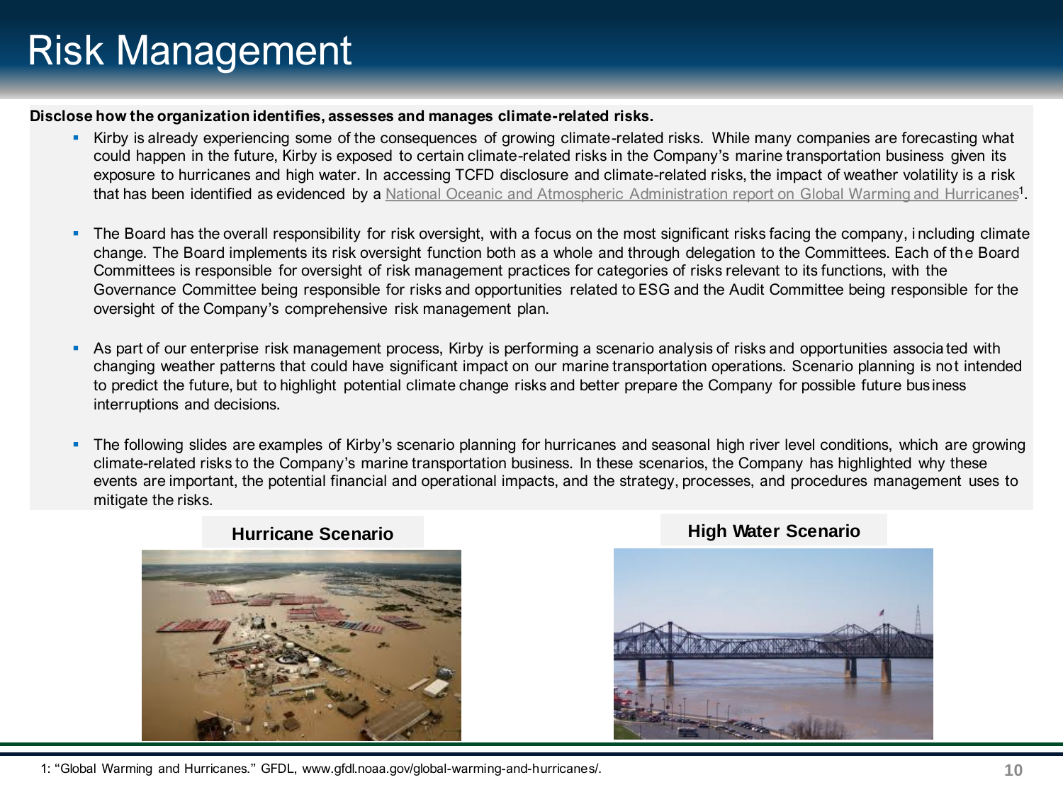# Risk Management

**Disclose how the organization identifies, assesses and manages climate-related risks.**

- Kirby is already experiencing some of the consequences of growing climate-related risks. While many companies are forecasting what could happen in the future, Kirby is exposed to certain climate-related risks in the Company's marine transportation business given its exposure to hurricanes and high water. In accessing TCFD disclosure and climate-related risks, the impact of weather volatility is a risk that has been identified as evidenced by a National Oceanic and Atmospheric Administration report on Global Warming and Hurricanes[1].

- The Board has the overall responsibility for risk oversight, with a focus on the most significant risks facing the company, including climate change. The Board implements its risk oversight function both as a whole and through delegation to the Committees. Each of the Board Committees is responsible for oversight of risk management practices for categories of risks relevant to its functions, with the Governance Committee being responsible for risks and opportunities related to ESG and the Audit Committee being responsible for the oversight of the Company's comprehensive risk management plan.

- As part of our enterprise risk management process, Kirby is performing a scenario analysis of risks and opportunities associated with changing weather patterns that could have significant impact on our marine transportation operations. Scenario planning is not intended to predict the future, but to highlight potential climate change risks and better prepare the Company for possible future business interruptions and decisions.

- The following slides are examples of Kirby's scenario planning for hurricanes and seasonal high river level conditions, which are growing climate-related risks to the Company's marine transportation business. In these scenarios, the Company has highlighted why these events are important, the potential financial and operational impacts, and the strategy, processes, and procedures management uses to mitigate the risks.

**Hurricane Scenario**

**High Water Scenario**

1: "Global Warming and Hurricanes." GFDL, www.gfdl.noaa.gov/global-warming-and-hurricanes/.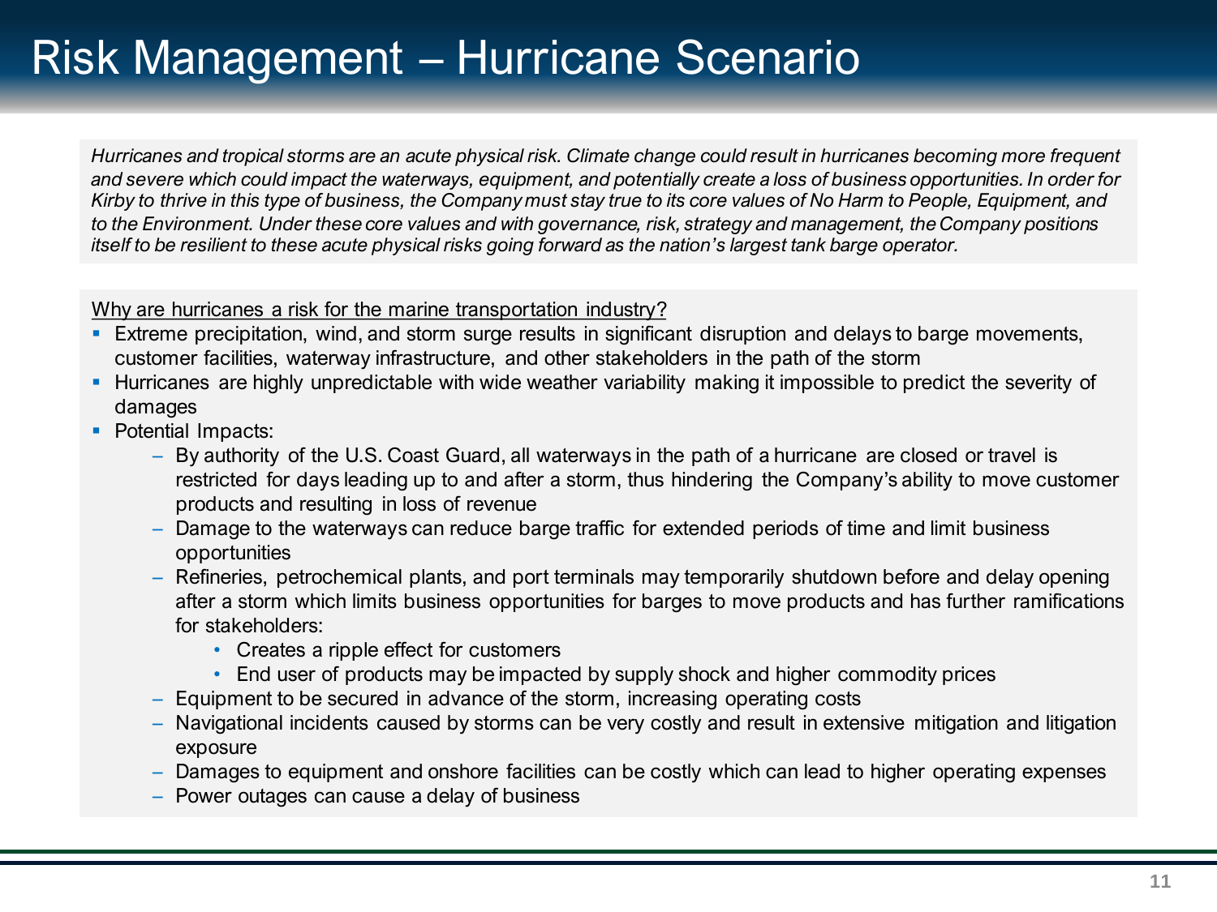# Risk Management – Hurricane Scenario

*Hurricanes and tropical storms are an acute physical risk. Climate change could result in hurricanes becoming more frequent and severe which could impact the waterways, equipment, and potentially create a loss of business opportunities. In order for Kirby to thrive in this type of business, the Company must stay true to its core values of No Harm to People, Equipment, and to the Environment. Under these core values and with governance, risk, strategy and management, the Company positions itself to be resilient to these acute physical risks going forward as the nation's largest tank barge operator.*

<u>Why are hurricanes a risk for the marine transportation industry?</u>

- Extreme precipitation, wind, and storm surge results in significant disruption and delays to barge movements, customer facilities, waterway infrastructure, and other stakeholders in the path of the storm
- Hurricanes are highly unpredictable with wide weather variability making it impossible to predict the severity of damages
- Potential Impacts:
  - By authority of the U.S. Coast Guard, all waterways in the path of a hurricane are closed or travel is restricted for days leading up to and after a storm, thus hindering the Company's ability to move customer products and resulting in loss of revenue
  - Damage to the waterways can reduce barge traffic for extended periods of time and limit business opportunities
  - Refineries, petrochemical plants, and port terminals may temporarily shutdown before and delay opening after a storm which limits business opportunities for barges to move products and has further ramifications for stakeholders:
    - Creates a ripple effect for customers
    - End user of products may be impacted by supply shock and higher commodity prices
  - Equipment to be secured in advance of the storm, increasing operating costs
  - Navigational incidents caused by storms can be very costly and result in extensive mitigation and litigation exposure
  - Damages to equipment and onshore facilities can be costly which can lead to higher operating expenses
  - Power outages can cause a delay of business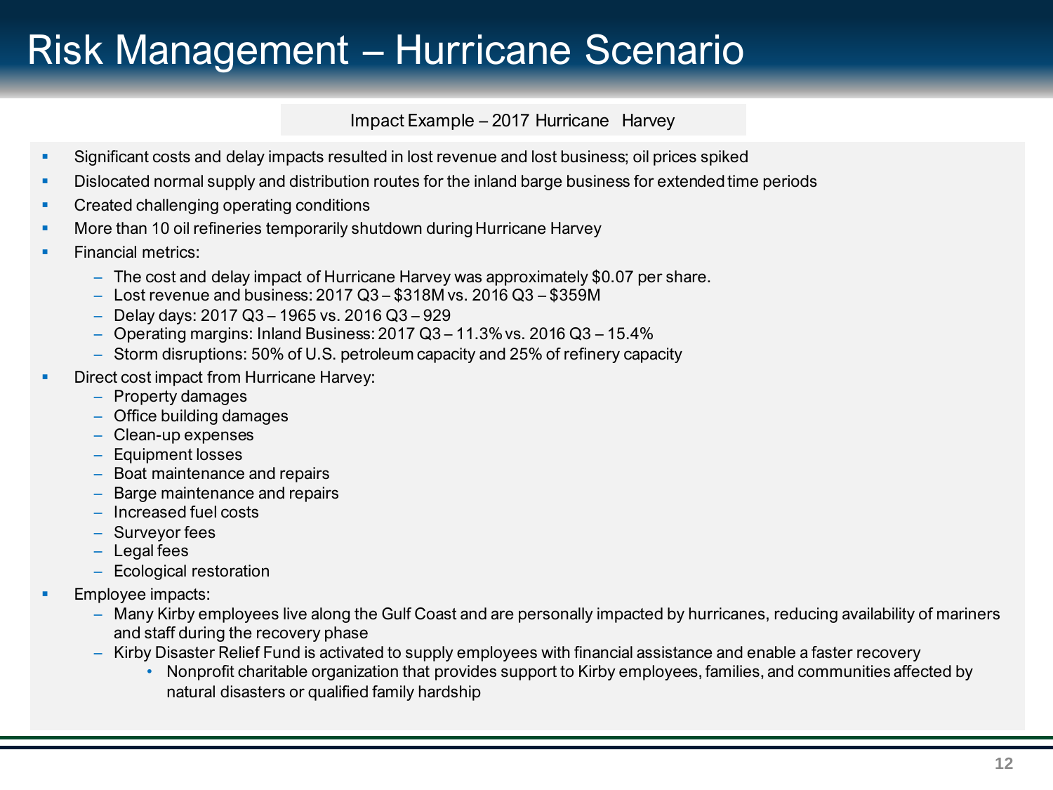# Risk Management – Hurricane Scenario

Impact Example – 2017 Hurricane Harvey

- Significant costs and delay impacts resulted in lost revenue and lost business; oil prices spiked
- Dislocated normal supply and distribution routes for the inland barge business for extended time periods
- Created challenging operating conditions
- More than 10 oil refineries temporarily shutdown during Hurricane Harvey
- Financial metrics:
  - The cost and delay impact of Hurricane Harvey was approximately $0.07 per share.
  - Lost revenue and business: 2017 Q3 – $318M vs. 2016 Q3 – $359M
  - Delay days: 2017 Q3 – 1965 vs. 2016 Q3 – 929
  - Operating margins: Inland Business: 2017 Q3 – 11.3% vs. 2016 Q3 – 15.4%
  - Storm disruptions: 50% of U.S. petroleum capacity and 25% of refinery capacity
- Direct cost impact from Hurricane Harvey:
  - Property damages
  - Office building damages
  - Clean-up expenses
  - Equipment losses
  - Boat maintenance and repairs
  - Barge maintenance and repairs
  - Increased fuel costs
  - Surveyor fees
  - Legal fees
  - Ecological restoration
- Employee impacts:
  - Many Kirby employees live along the Gulf Coast and are personally impacted by hurricanes, reducing availability of mariners and staff during the recovery phase
  - Kirby Disaster Relief Fund is activated to supply employees with financial assistance and enable a faster recovery
    - Nonprofit charitable organization that provides support to Kirby employees, families, and communities affected by natural disasters or qualified family hardship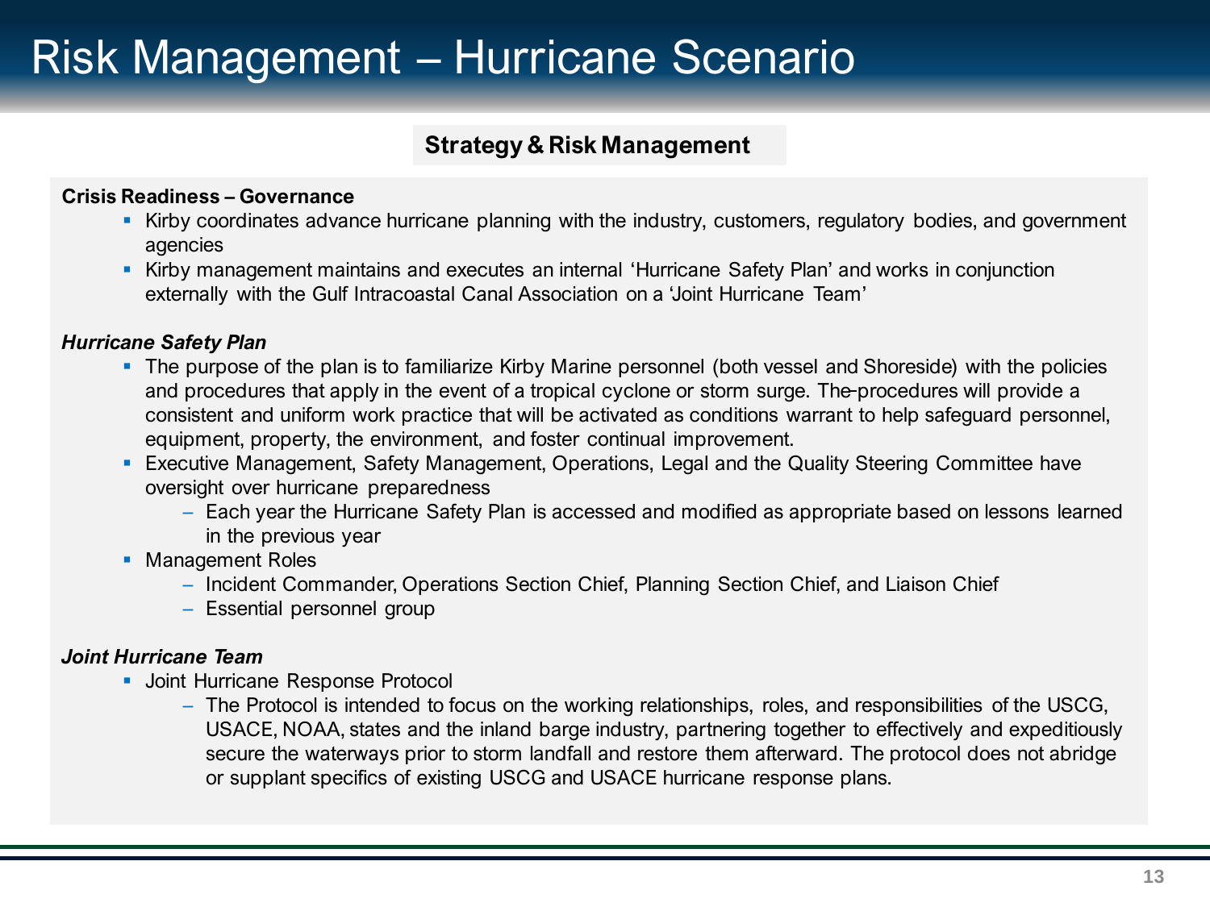# Risk Management – Hurricane Scenario

## Strategy & Risk Management

**Crisis Readiness – Governance**

- Kirby coordinates advance hurricane planning with the industry, customers, regulatory bodies, and government agencies
- Kirby management maintains and executes an internal 'Hurricane Safety Plan' and works in conjunction externally with the Gulf Intracoastal Canal Association on a 'Joint Hurricane Team'

***Hurricane Safety Plan***

- The purpose of the plan is to familiarize Kirby Marine personnel (both vessel and Shoreside) with the policies and procedures that apply in the event of a tropical cyclone or storm surge. The procedures will provide a consistent and uniform work practice that will be activated as conditions warrant to help safeguard personnel, equipment, property, the environment, and foster continual improvement.
- Executive Management, Safety Management, Operations, Legal and the Quality Steering Committee have oversight over hurricane preparedness
  - Each year the Hurricane Safety Plan is accessed and modified as appropriate based on lessons learned in the previous year
- Management Roles
  - Incident Commander, Operations Section Chief, Planning Section Chief, and Liaison Chief
  - Essential personnel group

***Joint Hurricane Team***

- Joint Hurricane Response Protocol
  - The Protocol is intended to focus on the working relationships, roles, and responsibilities of the USCG, USACE, NOAA, states and the inland barge industry, partnering together to effectively and expeditiously secure the waterways prior to storm landfall and restore them afterward. The protocol does not abridge or supplant specifics of existing USCG and USACE hurricane response plans.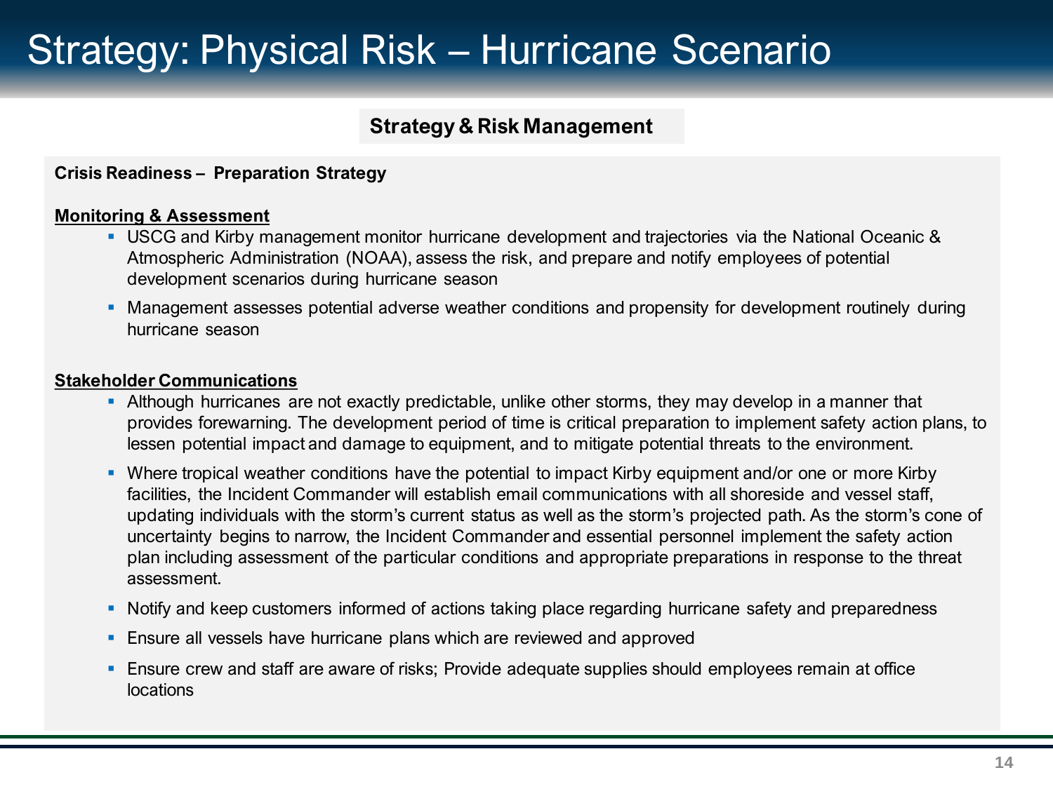# Strategy: Physical Risk – Hurricane Scenario

## Strategy & Risk Management

**Crisis Readiness – Preparation Strategy**

**Monitoring & Assessment**

- USCG and Kirby management monitor hurricane development and trajectories via the National Oceanic & Atmospheric Administration (NOAA), assess the risk, and prepare and notify employees of potential development scenarios during hurricane season
- Management assesses potential adverse weather conditions and propensity for development routinely during hurricane season

**Stakeholder Communications**

- Although hurricanes are not exactly predictable, unlike other storms, they may develop in a manner that provides forewarning. The development period of time is critical preparation to implement safety action plans, to lessen potential impact and damage to equipment, and to mitigate potential threats to the environment.
- Where tropical weather conditions have the potential to impact Kirby equipment and/or one or more Kirby facilities, the Incident Commander will establish email communications with all shoreside and vessel staff, updating individuals with the storm's current status as well as the storm's projected path. As the storm's cone of uncertainty begins to narrow, the Incident Commander and essential personnel implement the safety action plan including assessment of the particular conditions and appropriate preparations in response to the threat assessment.
- Notify and keep customers informed of actions taking place regarding hurricane safety and preparedness
- Ensure all vessels have hurricane plans which are reviewed and approved
- Ensure crew and staff are aware of risks; Provide adequate supplies should employees remain at office locations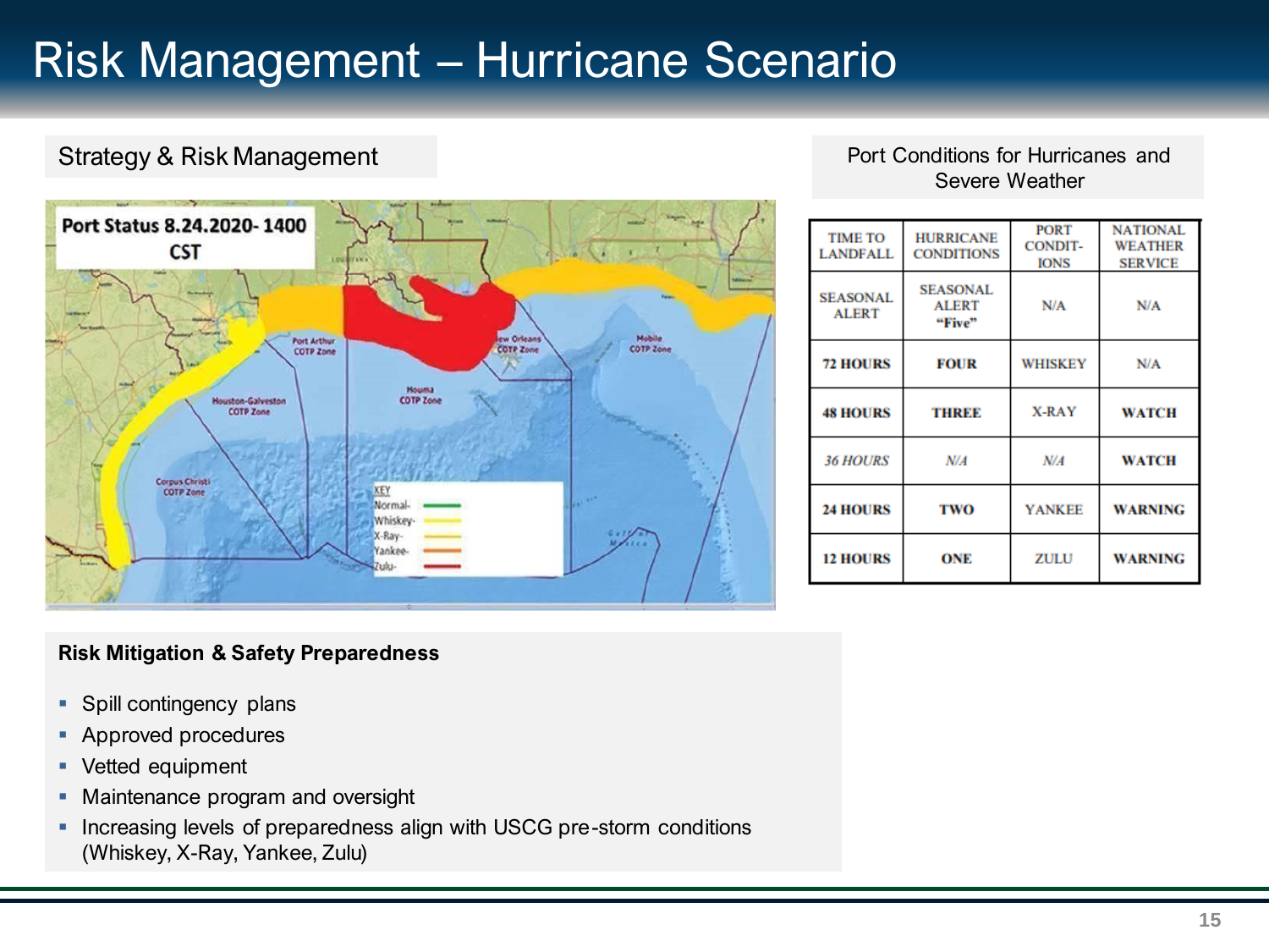# Risk Management – Hurricane Scenario

## Strategy & Risk Management

Port Status 8.24.2020- 1400 CST

## Port Conditions for Hurricanes and Severe Weather

| TIME TO LANDFALL | HURRICANE CONDITIONS | PORT CONDIT-IONS | NATIONAL WEATHER SERVICE |
| --- | --- | --- | --- |
| SEASONAL ALERT | SEASONAL ALERT "Five" | N/A | N/A |
| **72 HOURS** | **FOUR** | WHISKEY | N/A |
| **48 HOURS** | **THREE** | X-RAY | **WATCH** |
| *36 HOURS* | *N/A* | *N/A* | **WATCH** |
| **24 HOURS** | **TWO** | YANKEE | **WARNING** |
| **12 HOURS** | **ONE** | ZULU | **WARNING** |

**Risk Mitigation & Safety Preparedness**

- Spill contingency plans
- Approved procedures
- Vetted equipment
- Maintenance program and oversight
- Increasing levels of preparedness align with USCG pre-storm conditions (Whiskey, X-Ray, Yankee, Zulu)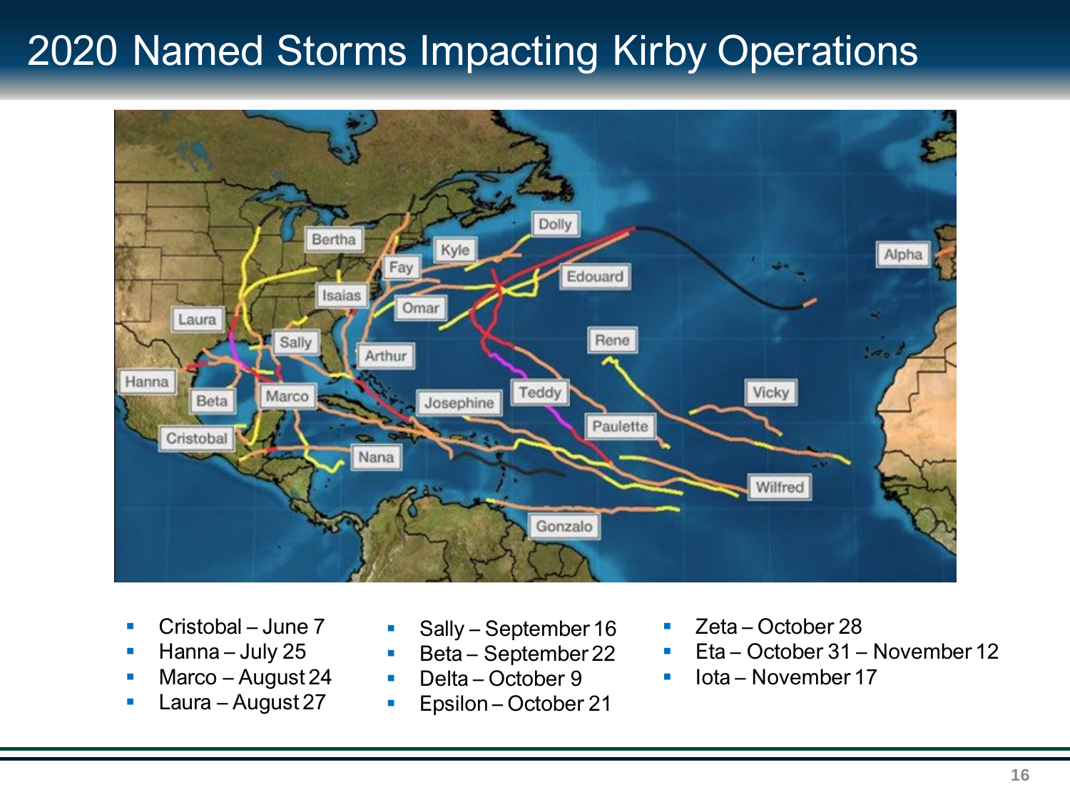# 2020 Named Storms Impacting Kirby Operations

- Cristobal – June 7
- Hanna – July 25
- Marco – August 24
- Laura – August 27
- Sally – September 16
- Beta – September 22
- Delta – October 9
- Epsilon – October 21
- Zeta – October 28
- Eta – October 31 – November 12
- Iota – November 17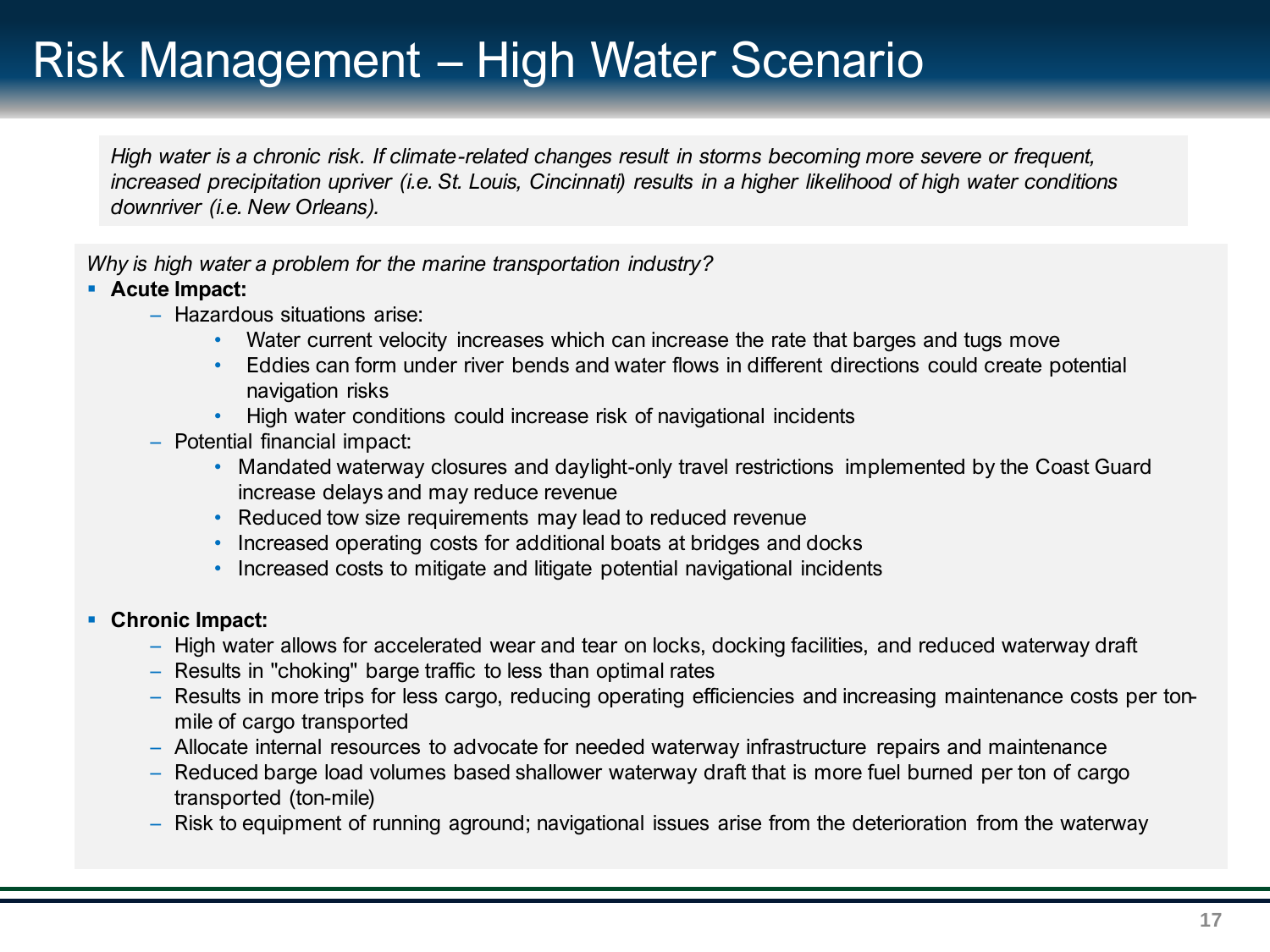# Risk Management – High Water Scenario

*High water is a chronic risk. If climate-related changes result in storms becoming more severe or frequent, increased precipitation upriver (i.e. St. Louis, Cincinnati) results in a higher likelihood of high water conditions downriver (i.e. New Orleans).*

*Why is high water a problem for the marine transportation industry?*

- **Acute Impact:**
  - Hazardous situations arise:
    - Water current velocity increases which can increase the rate that barges and tugs move
    - Eddies can form under river bends and water flows in different directions could create potential navigation risks
    - High water conditions could increase risk of navigational incidents
  - Potential financial impact:
    - Mandated waterway closures and daylight-only travel restrictions implemented by the Coast Guard increase delays and may reduce revenue
    - Reduced tow size requirements may lead to reduced revenue
    - Increased operating costs for additional boats at bridges and docks
    - Increased costs to mitigate and litigate potential navigational incidents

- **Chronic Impact:**
  - High water allows for accelerated wear and tear on locks, docking facilities, and reduced waterway draft
  - Results in "choking" barge traffic to less than optimal rates
  - Results in more trips for less cargo, reducing operating efficiencies and increasing maintenance costs per ton-mile of cargo transported
  - Allocate internal resources to advocate for needed waterway infrastructure repairs and maintenance
  - Reduced barge load volumes based shallower waterway draft that is more fuel burned per ton of cargo transported (ton-mile)
  - Risk to equipment of running aground; navigational issues arise from the deterioration from the waterway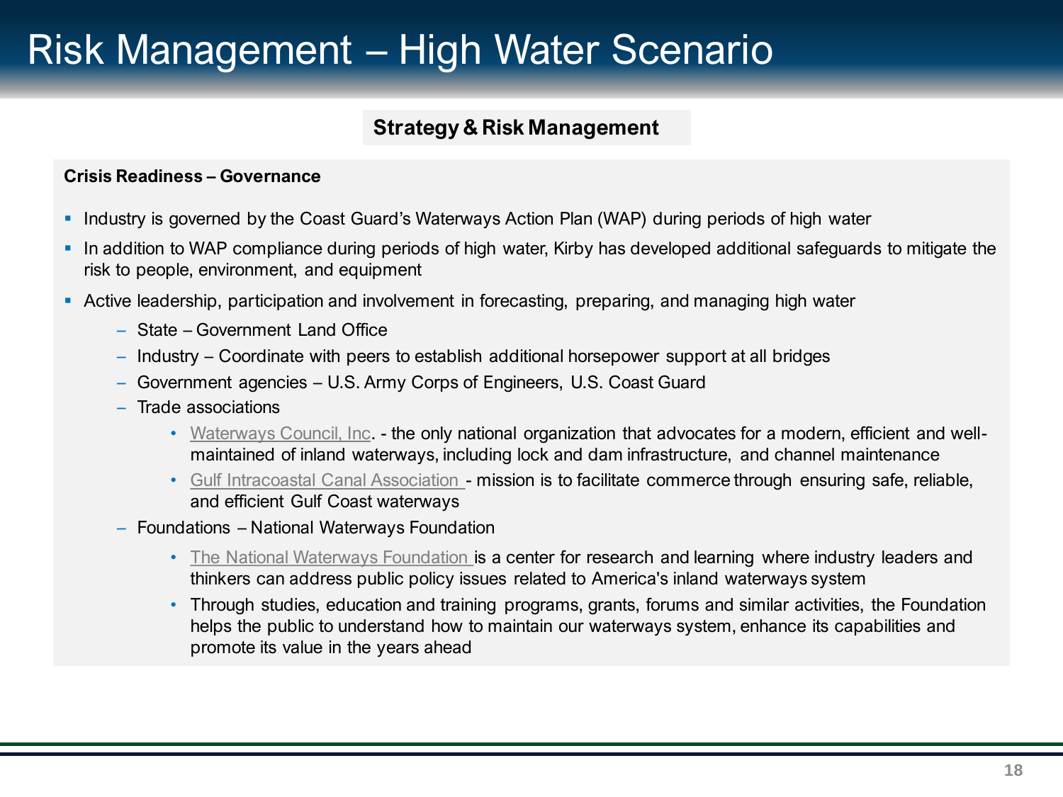# Risk Management – High Water Scenario

## Strategy & Risk Management

**Crisis Readiness – Governance**

- Industry is governed by the Coast Guard's Waterways Action Plan (WAP) during periods of high water
- In addition to WAP compliance during periods of high water, Kirby has developed additional safeguards to mitigate the risk to people, environment, and equipment
- Active leadership, participation and involvement in forecasting, preparing, and managing high water
  - State – Government Land Office
  - Industry – Coordinate with peers to establish additional horsepower support at all bridges
  - Government agencies – U.S. Army Corps of Engineers, U.S. Coast Guard
  - Trade associations
    - Waterways Council, Inc. - the only national organization that advocates for a modern, efficient and well-maintained of inland waterways, including lock and dam infrastructure, and channel maintenance
    - Gulf Intracoastal Canal Association - mission is to facilitate commerce through ensuring safe, reliable, and efficient Gulf Coast waterways
  - Foundations – National Waterways Foundation
    - The National Waterways Foundation is a center for research and learning where industry leaders and thinkers can address public policy issues related to America's inland waterways system
    - Through studies, education and training programs, grants, forums and similar activities, the Foundation helps the public to understand how to maintain our waterways system, enhance its capabilities and promote its value in the years ahead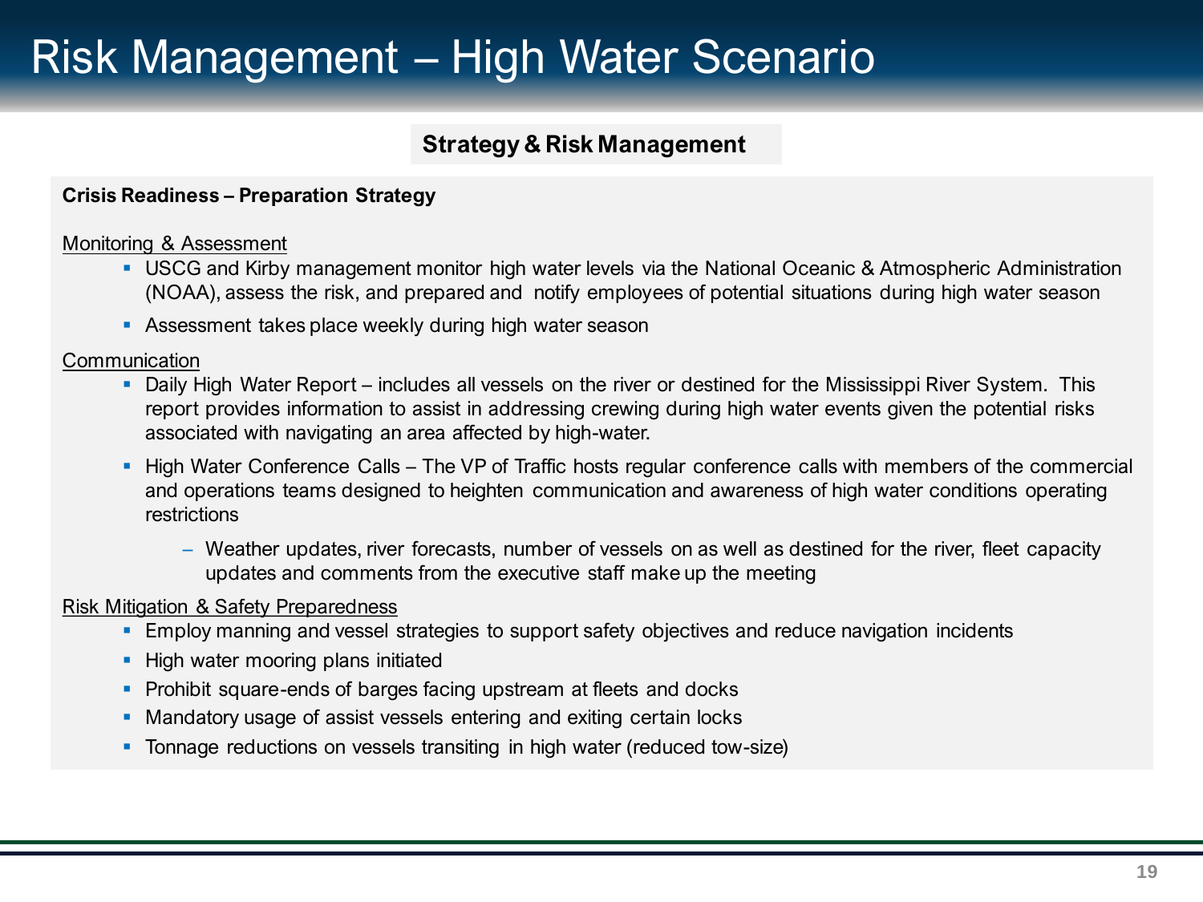# Risk Management – High Water Scenario

## Strategy & Risk Management

**Crisis Readiness – Preparation Strategy**

Monitoring & Assessment

- USCG and Kirby management monitor high water levels via the National Oceanic & Atmospheric Administration (NOAA), assess the risk, and prepared and notify employees of potential situations during high water season
- Assessment takes place weekly during high water season

Communication

- Daily High Water Report – includes all vessels on the river or destined for the Mississippi River System. This report provides information to assist in addressing crewing during high water events given the potential risks associated with navigating an area affected by high-water.
- High Water Conference Calls – The VP of Traffic hosts regular conference calls with members of the commercial and operations teams designed to heighten communication and awareness of high water conditions operating restrictions
  - Weather updates, river forecasts, number of vessels on as well as destined for the river, fleet capacity updates and comments from the executive staff make up the meeting

Risk Mitigation & Safety Preparedness

- Employ manning and vessel strategies to support safety objectives and reduce navigation incidents
- High water mooring plans initiated
- Prohibit square-ends of barges facing upstream at fleets and docks
- Mandatory usage of assist vessels entering and exiting certain locks
- Tonnage reductions on vessels transiting in high water (reduced tow-size)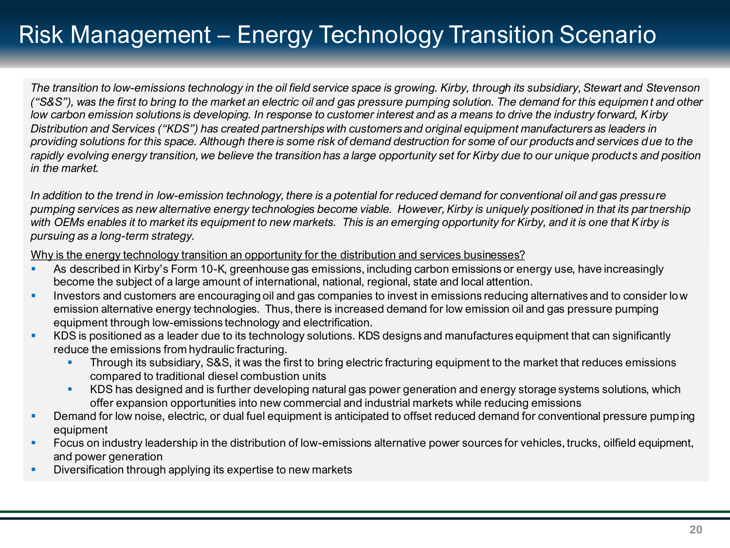# Risk Management – Energy Technology Transition Scenario

*The transition to low-emissions technology in the oil field service space is growing. Kirby, through its subsidiary, Stewart and Stevenson ("S&S"), was the first to bring to the market an electric oil and gas pressure pumping solution. The demand for this equipment and other low carbon emission solutions is developing. In response to customer interest and as a means to drive the industry forward, Kirby Distribution and Services ("KDS") has created partnerships with customers and original equipment manufacturers as leaders in providing solutions for this space. Although there is some risk of demand destruction for some of our products and services due to the rapidly evolving energy transition, we believe the transition has a large opportunity set for Kirby due to our unique products and position in the market.*

*In addition to the trend in low-emission technology, there is a potential for reduced demand for conventional oil and gas pressure pumping services as new alternative energy technologies become viable. However, Kirby is uniquely positioned in that its partnership with OEMs enables it to market its equipment to new markets. This is an emerging opportunity for Kirby, and it is one that Kirby is pursuing as a long-term strategy.*

<u>Why is the energy technology transition an opportunity for the distribution and services businesses?</u>

- As described in Kirby's Form 10-K, greenhouse gas emissions, including carbon emissions or energy use, have increasingly become the subject of a large amount of international, national, regional, state and local attention.
- Investors and customers are encouraging oil and gas companies to invest in emissions reducing alternatives and to consider low emission alternative energy technologies. Thus, there is increased demand for low emission oil and gas pressure pumping equipment through low-emissions technology and electrification.
- KDS is positioned as a leader due to its technology solutions. KDS designs and manufactures equipment that can significantly reduce the emissions from hydraulic fracturing.
  - Through its subsidiary, S&S, it was the first to bring electric fracturing equipment to the market that reduces emissions compared to traditional diesel combustion units
  - KDS has designed and is further developing natural gas power generation and energy storage systems solutions, which offer expansion opportunities into new commercial and industrial markets while reducing emissions
- Demand for low noise, electric, or dual fuel equipment is anticipated to offset reduced demand for conventional pressure pumping equipment
- Focus on industry leadership in the distribution of low-emissions alternative power sources for vehicles, trucks, oilfield equipment, and power generation
- Diversification through applying its expertise to new markets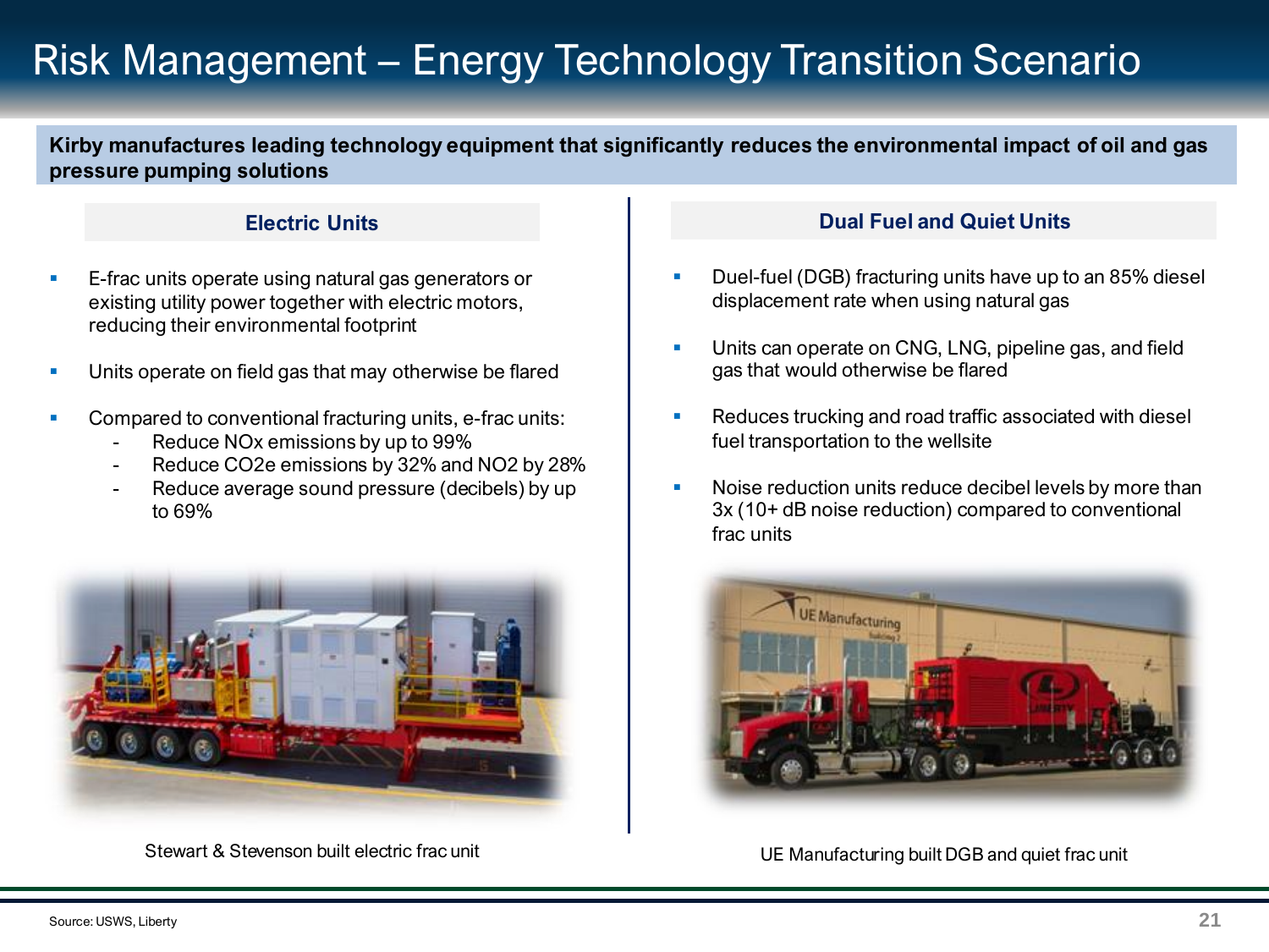# Risk Management – Energy Technology Transition Scenario

**Kirby manufactures leading technology equipment that significantly reduces the environmental impact of oil and gas pressure pumping solutions**

## Electric Units

- E-frac units operate using natural gas generators or existing utility power together with electric motors, reducing their environmental footprint
- Units operate on field gas that may otherwise be flared
- Compared to conventional fracturing units, e-frac units:
  - Reduce NOx emissions by up to 99%
  - Reduce $CO_2e$ emissions by 32% and $NO_2$ by 28%
  - Reduce average sound pressure (decibels) by up to 69%

Stewart & Stevenson built electric frac unit

## Dual Fuel and Quiet Units

- Duel-fuel (DGB) fracturing units have up to an 85% diesel displacement rate when using natural gas
- Units can operate on CNG, LNG, pipeline gas, and field gas that would otherwise be flared
- Reduces trucking and road traffic associated with diesel fuel transportation to the wellsite
- Noise reduction units reduce decibel levels by more than 3x (10+ dB noise reduction) compared to conventional frac units

UE Manufacturing built DGB and quiet frac unit

Source: USWS, Liberty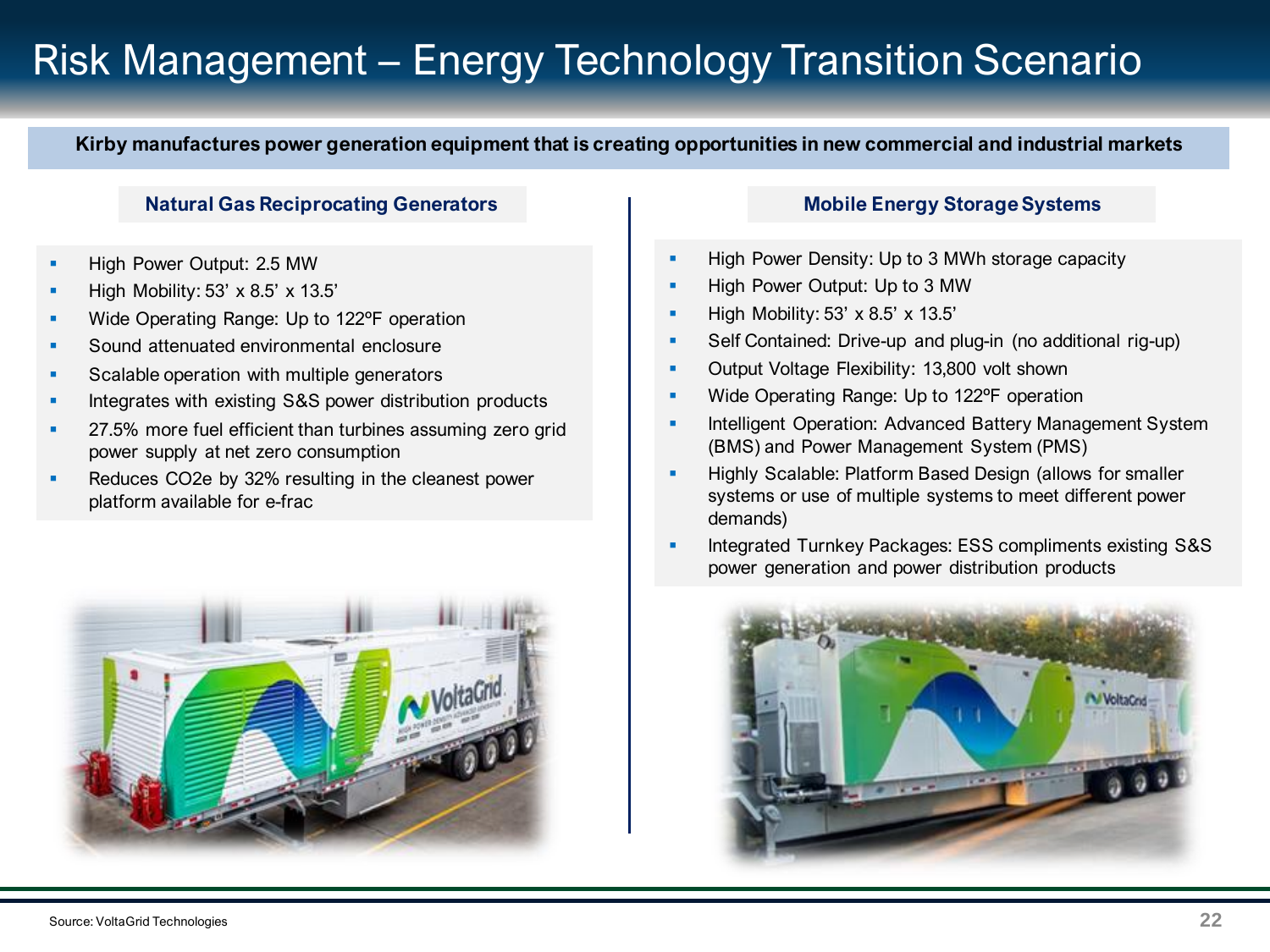# Risk Management – Energy Technology Transition Scenario

**Kirby manufactures power generation equipment that is creating opportunities in new commercial and industrial markets**

## Natural Gas Reciprocating Generators

- High Power Output: 2.5 MW
- High Mobility: 53' x 8.5' x 13.5'
- Wide Operating Range: Up to 122ºF operation
- Sound attenuated environmental enclosure
- Scalable operation with multiple generators
- Integrates with existing S&S power distribution products
- 27.5% more fuel efficient than turbines assuming zero grid power supply at net zero consumption
- Reduces CO2e by 32% resulting in the cleanest power platform available for e-frac

## Mobile Energy Storage Systems

- High Power Density: Up to 3 MWh storage capacity
- High Power Output: Up to 3 MW
- High Mobility: 53' x 8.5' x 13.5'
- Self Contained: Drive-up and plug-in (no additional rig-up)
- Output Voltage Flexibility: 13,800 volt shown
- Wide Operating Range: Up to 122ºF operation
- Intelligent Operation: Advanced Battery Management System (BMS) and Power Management System (PMS)
- Highly Scalable: Platform Based Design (allows for smaller systems or use of multiple systems to meet different power demands)
- Integrated Turnkey Packages: ESS compliments existing S&S power generation and power distribution products

Source: VoltaGrid Technologies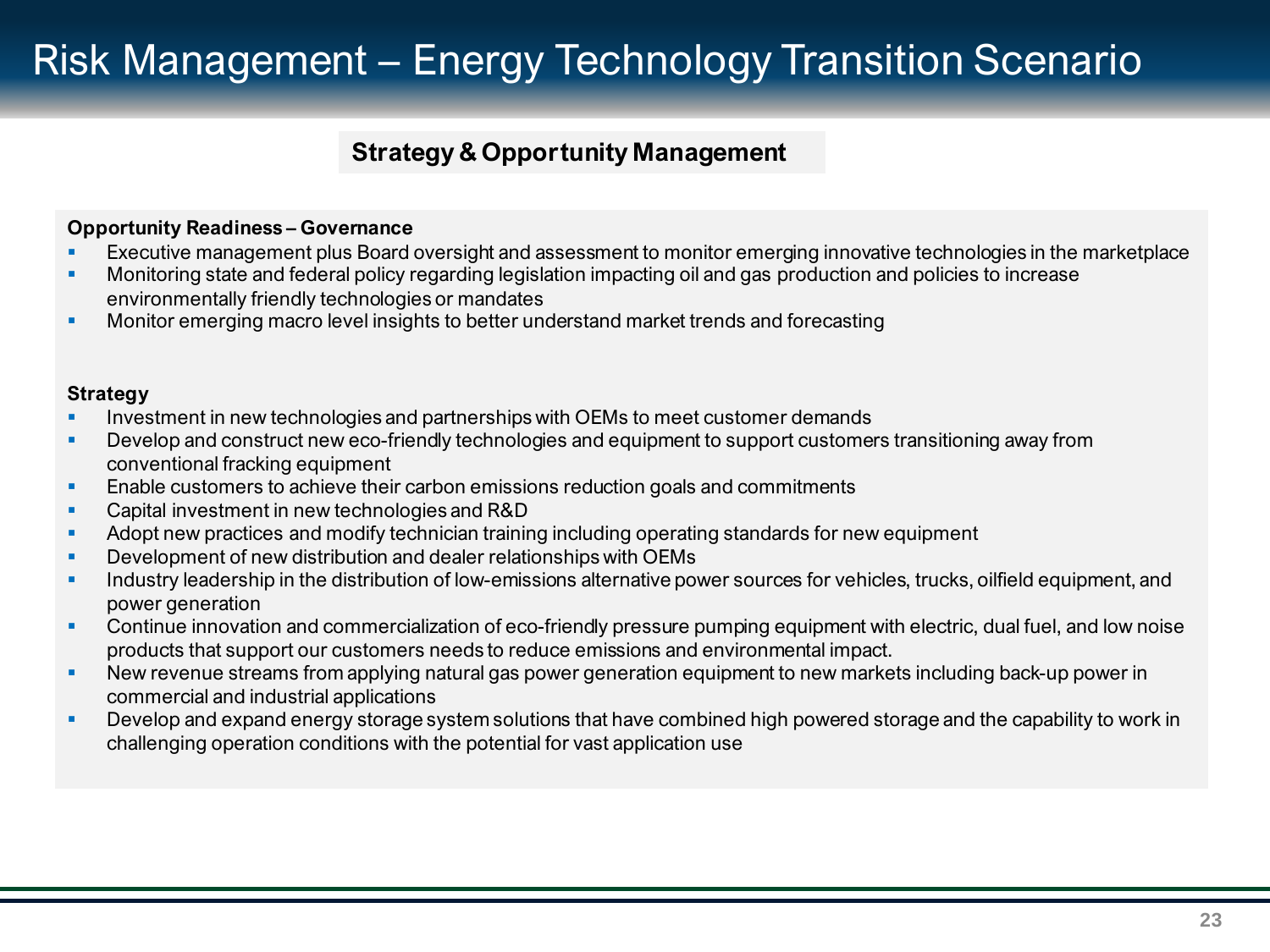# Risk Management – Energy Technology Transition Scenario

## Strategy & Opportunity Management

**Opportunity Readiness – Governance**

- Executive management plus Board oversight and assessment to monitor emerging innovative technologies in the marketplace
- Monitoring state and federal policy regarding legislation impacting oil and gas production and policies to increase environmentally friendly technologies or mandates
- Monitor emerging macro level insights to better understand market trends and forecasting

**Strategy**

- Investment in new technologies and partnerships with OEMs to meet customer demands
- Develop and construct new eco-friendly technologies and equipment to support customers transitioning away from conventional fracking equipment
- Enable customers to achieve their carbon emissions reduction goals and commitments
- Capital investment in new technologies and R&D
- Adopt new practices and modify technician training including operating standards for new equipment
- Development of new distribution and dealer relationships with OEMs
- Industry leadership in the distribution of low-emissions alternative power sources for vehicles, trucks, oilfield equipment, and power generation
- Continue innovation and commercialization of eco-friendly pressure pumping equipment with electric, dual fuel, and low noise products that support our customers needs to reduce emissions and environmental impact.
- New revenue streams from applying natural gas power generation equipment to new markets including back-up power in commercial and industrial applications
- Develop and expand energy storage system solutions that have combined high powered storage and the capability to work in challenging operation conditions with the potential for vast application use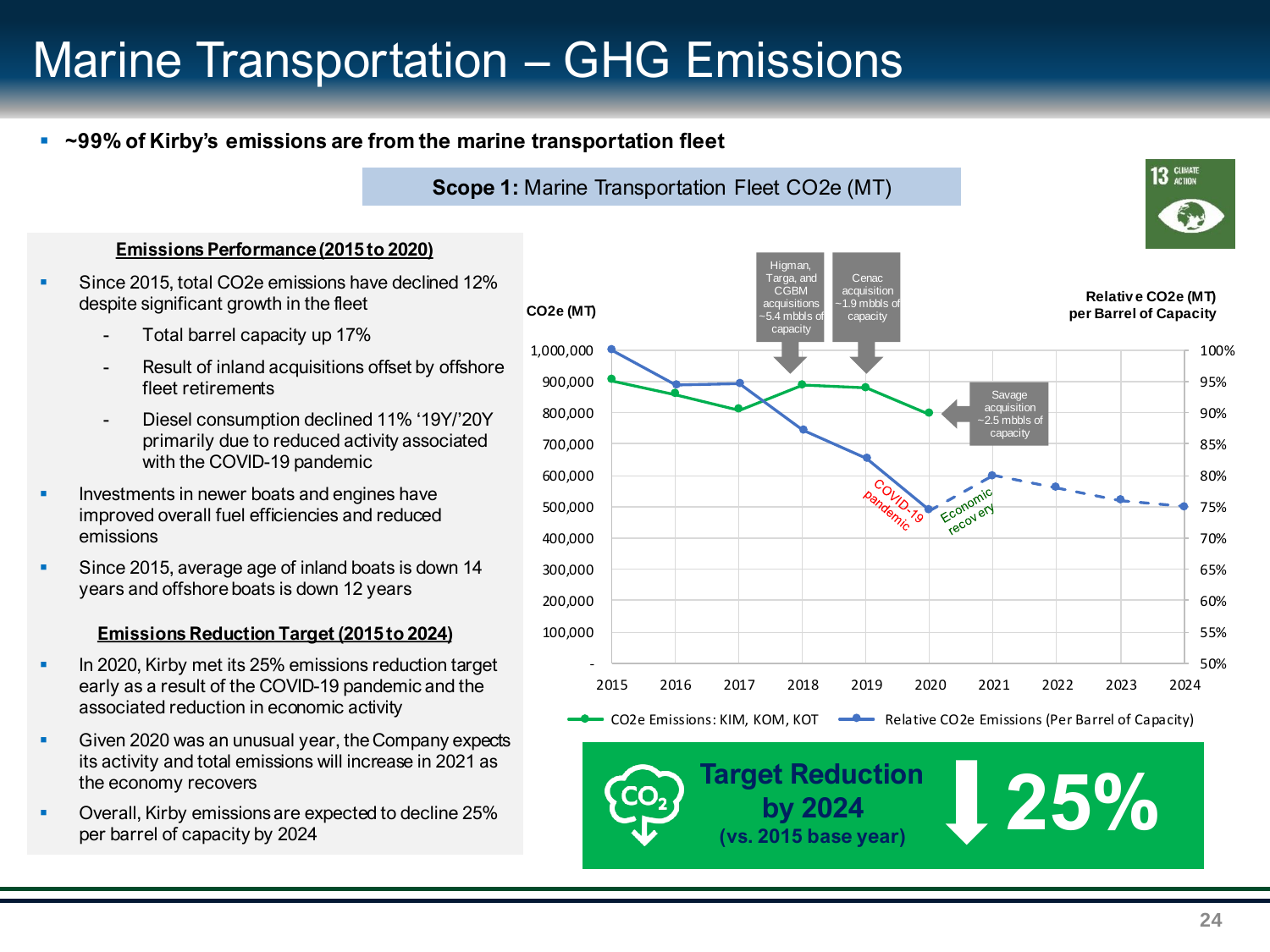# Marine Transportation – GHG Emissions

- **~99% of Kirby's emissions are from the marine transportation fleet**

**Scope 1:** Marine Transportation Fleet $CO_2e$ (MT)

### Emissions Performance (2015 to 2020)

- Since 2015, total $CO_2e$ emissions have declined 12% despite significant growth in the fleet
  - Total barrel capacity up 17%
  - Result of inland acquisitions offset by offshore fleet retirements
  - Diesel consumption declined 11% '19Y/'20Y primarily due to reduced activity associated with the COVID-19 pandemic
- Investments in newer boats and engines have improved overall fuel efficiencies and reduced emissions
- Since 2015, average age of inland boats is down 14 years and offshore boats is down 12 years

### Emissions Reduction Target (2015 to 2024)

- In 2020, Kirby met its 25% emissions reduction target early as a result of the COVID-19 pandemic and the associated reduction in economic activity
- Given 2020 was an unusual year, the Company expects its activity and total emissions will increase in 2021 as the economy recovers
- Overall, Kirby emissions are expected to decline 25% per barrel of capacity by 2024

**Target Reduction by 2024 (vs. 2015 base year) 25%**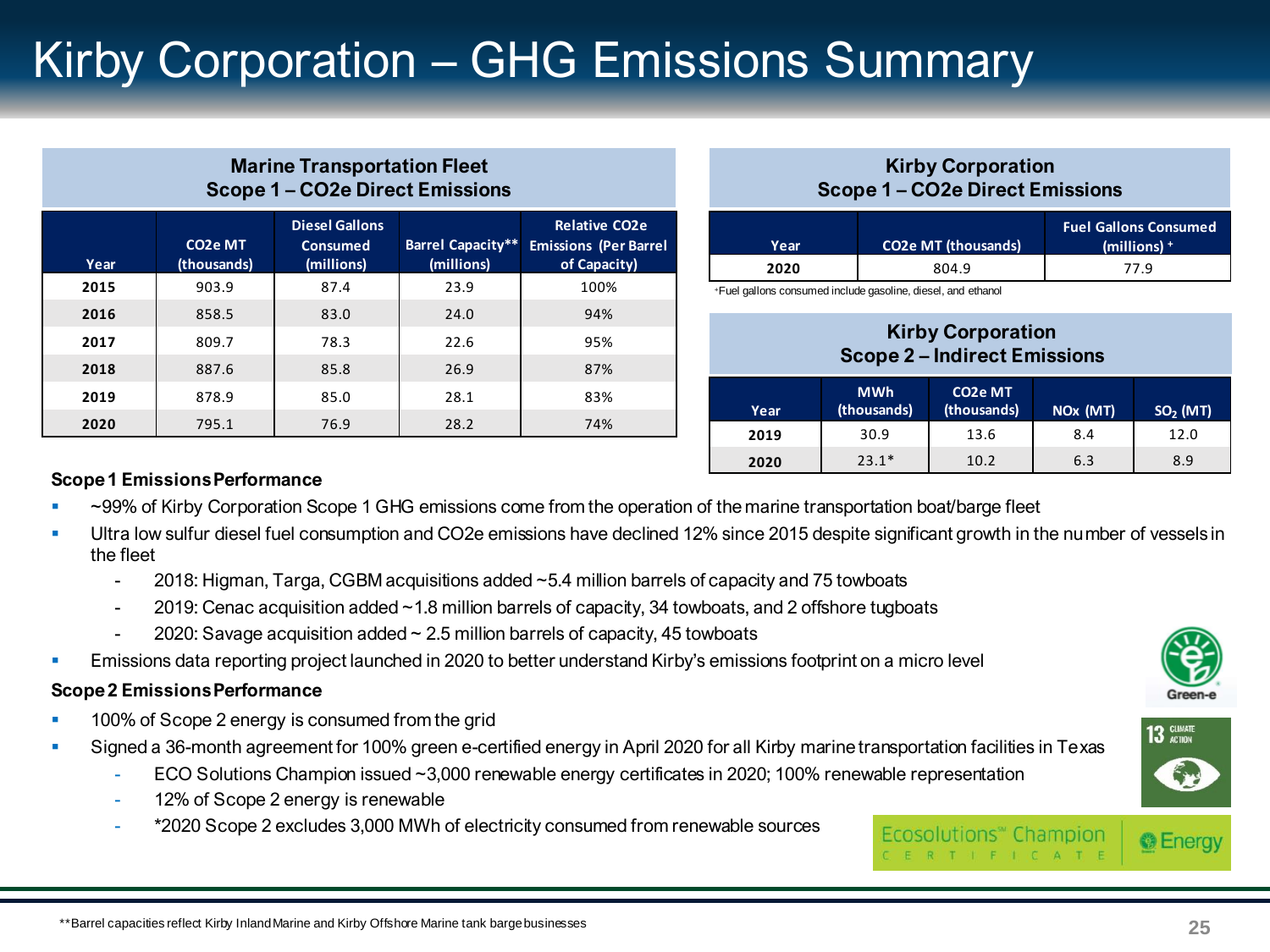# Kirby Corporation – GHG Emissions Summary

| Marine Transportation Fleet Scope 1 – CO2e Direct Emissions | | | | |
|---|---|---|---|---|
| Year | CO2e MT (thousands) | Diesel Gallons Consumed (millions) | Barrel Capacity** (millions) | Relative CO2e Emissions (Per Barrel of Capacity) |
| 2015 | 903.9 | 87.4 | 23.9 | 100% |
| 2016 | 858.5 | 83.0 | 24.0 | 94% |
| 2017 | 809.7 | 78.3 | 22.6 | 95% |
| 2018 | 887.6 | 85.8 | 26.9 | 87% |
| 2019 | 878.9 | 85.0 | 28.1 | 83% |
| 2020 | 795.1 | 76.9 | 28.2 | 74% |

| Kirby Corporation Scope 1 – CO2e Direct Emissions | | |
|---|---|---|
| Year | CO2e MT (thousands) | Fuel Gallons Consumed (millions) + |
| 2020 | 804.9 | 77.9 |

+Fuel gallons consumed include gasoline, diesel, and ethanol

| Kirby Corporation Scope 2 – Indirect Emissions | | | | |
|---|---|---|---|---|
| Year | MWh (thousands) | CO2e MT (thousands) | NOx (MT) | $SO_2$ (MT) |
| 2019 | 30.9 | 13.6 | 8.4 | 12.0 |
| 2020 | 23.1* | 10.2 | 6.3 | 8.9 |

**Scope 1 Emissions Performance**

- ~99% of Kirby Corporation Scope 1 GHG emissions come from the operation of the marine transportation boat/barge fleet
- Ultra low sulfur diesel fuel consumption and CO2e emissions have declined 12% since 2015 despite significant growth in the number of vessels in the fleet
  - 2018: Higman, Targa, CGBM acquisitions added ~5.4 million barrels of capacity and 75 towboats
  - 2019: Cenac acquisition added ~1.8 million barrels of capacity, 34 towboats, and 2 offshore tugboats
  - 2020: Savage acquisition added ~ 2.5 million barrels of capacity, 45 towboats
- Emissions data reporting project launched in 2020 to better understand Kirby's emissions footprint on a micro level

**Scope 2 Emissions Performance**

- 100% of Scope 2 energy is consumed from the grid
- Signed a 36-month agreement for 100% green e-certified energy in April 2020 for all Kirby marine transportation facilities in Texas
  - ECO Solutions Champion issued ~3,000 renewable energy certificates in 2020; 100% renewable representation
  - 12% of Scope 2 energy is renewable
  - *2020 Scope 2 excludes 3,000 MWh of electricity consumed from renewable sources

Green-e

13 CLIMATE ACTION

Ecosolutions℠ Champion CERTIFICATE Energy

**Barrel capacities reflect Kirby Inland Marine and Kirby Offshore Marine tank barge businesses